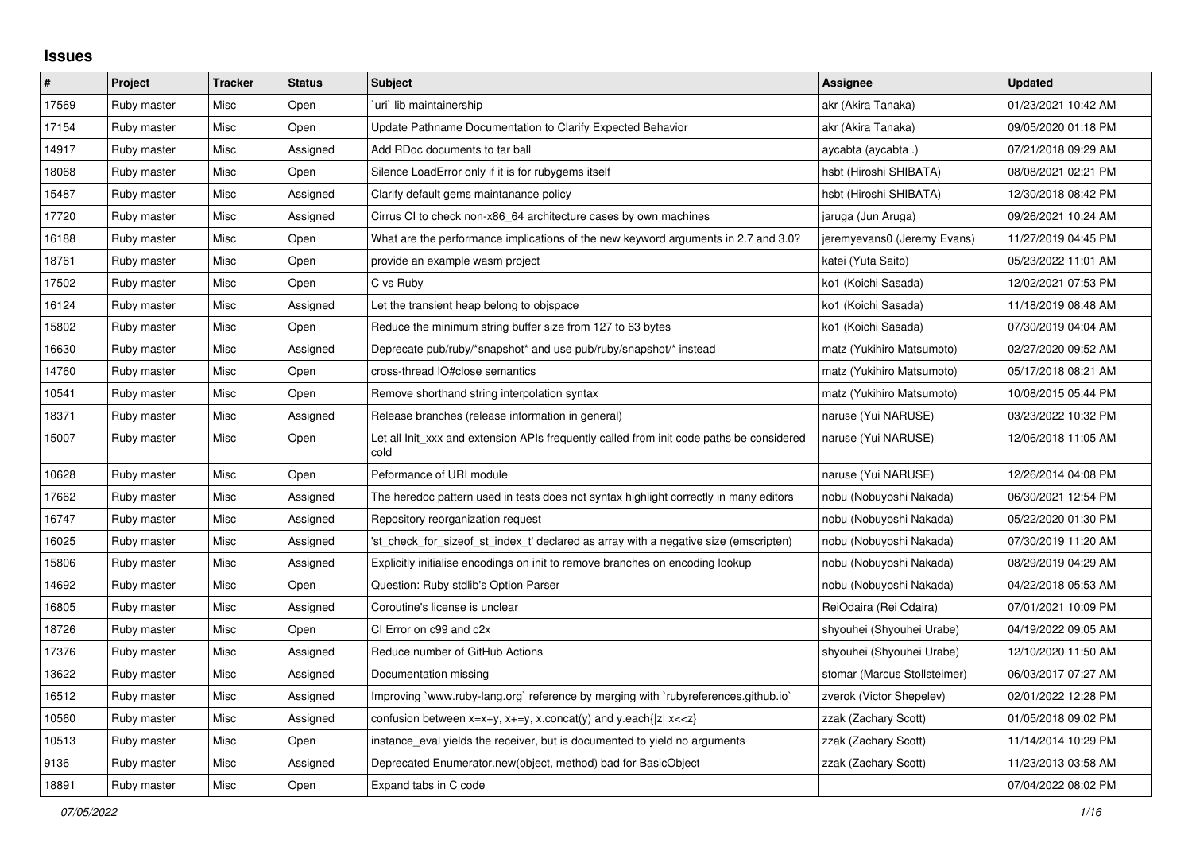# Issues

| # | Project | Tracker | Status | Subject | Assignee | Updated |
|---|---|---|---|---|---|---|
| 17569 | Ruby master | Misc | Open | `uri` lib maintainership | akr (Akira Tanaka) | 01/23/2021 10:42 AM |
| 17154 | Ruby master | Misc | Open | Update Pathname Documentation to Clarify Expected Behavior | akr (Akira Tanaka) | 09/05/2020 01:18 PM |
| 14917 | Ruby master | Misc | Assigned | Add RDoc documents to tar ball | aycabta (aycabta .) | 07/21/2018 09:29 AM |
| 18068 | Ruby master | Misc | Open | Silence LoadError only if it is for rubygems itself | hsbt (Hiroshi SHIBATA) | 08/08/2021 02:21 PM |
| 15487 | Ruby master | Misc | Assigned | Clarify default gems maintanance policy | hsbt (Hiroshi SHIBATA) | 12/30/2018 08:42 PM |
| 17720 | Ruby master | Misc | Assigned | Cirrus CI to check non-x86_64 architecture cases by own machines | jaruga (Jun Aruga) | 09/26/2021 10:24 AM |
| 16188 | Ruby master | Misc | Open | What are the performance implications of the new keyword arguments in 2.7 and 3.0? | jeremyevans0 (Jeremy Evans) | 11/27/2019 04:45 PM |
| 18761 | Ruby master | Misc | Open | provide an example wasm project | katei (Yuta Saito) | 05/23/2022 11:01 AM |
| 17502 | Ruby master | Misc | Open | C vs Ruby | ko1 (Koichi Sasada) | 12/02/2021 07:53 PM |
| 16124 | Ruby master | Misc | Assigned | Let the transient heap belong to objspace | ko1 (Koichi Sasada) | 11/18/2019 08:48 AM |
| 15802 | Ruby master | Misc | Open | Reduce the minimum string buffer size from 127 to 63 bytes | ko1 (Koichi Sasada) | 07/30/2019 04:04 AM |
| 16630 | Ruby master | Misc | Assigned | Deprecate pub/ruby/*snapshot* and use pub/ruby/snapshot/* instead | matz (Yukihiro Matsumoto) | 02/27/2020 09:52 AM |
| 14760 | Ruby master | Misc | Open | cross-thread IO#close semantics | matz (Yukihiro Matsumoto) | 05/17/2018 08:21 AM |
| 10541 | Ruby master | Misc | Open | Remove shorthand string interpolation syntax | matz (Yukihiro Matsumoto) | 10/08/2015 05:44 PM |
| 18371 | Ruby master | Misc | Assigned | Release branches (release information in general) | naruse (Yui NARUSE) | 03/23/2022 10:32 PM |
| 15007 | Ruby master | Misc | Open | Let all Init_xxx and extension APIs frequently called from init code paths be considered cold | naruse (Yui NARUSE) | 12/06/2018 11:05 AM |
| 10628 | Ruby master | Misc | Open | Peformance of URI module | naruse (Yui NARUSE) | 12/26/2014 04:08 PM |
| 17662 | Ruby master | Misc | Assigned | The heredoc pattern used in tests does not syntax highlight correctly in many editors | nobu (Nobuyoshi Nakada) | 06/30/2021 12:54 PM |
| 16747 | Ruby master | Misc | Assigned | Repository reorganization request | nobu (Nobuyoshi Nakada) | 05/22/2020 01:30 PM |
| 16025 | Ruby master | Misc | Assigned | 'st_check_for_sizeof_st_index_t' declared as array with a negative size (emscripten) | nobu (Nobuyoshi Nakada) | 07/30/2019 11:20 AM |
| 15806 | Ruby master | Misc | Assigned | Explicitly initialise encodings on init to remove branches on encoding lookup | nobu (Nobuyoshi Nakada) | 08/29/2019 04:29 AM |
| 14692 | Ruby master | Misc | Open | Question: Ruby stdlib's Option Parser | nobu (Nobuyoshi Nakada) | 04/22/2018 05:53 AM |
| 16805 | Ruby master | Misc | Assigned | Coroutine's license is unclear | ReiOdaira (Rei Odaira) | 07/01/2021 10:09 PM |
| 18726 | Ruby master | Misc | Open | CI Error on c99 and c2x | shyouhei (Shyouhei Urabe) | 04/19/2022 09:05 AM |
| 17376 | Ruby master | Misc | Assigned | Reduce number of GitHub Actions | shyouhei (Shyouhei Urabe) | 12/10/2020 11:50 AM |
| 13622 | Ruby master | Misc | Assigned | Documentation missing | stomar (Marcus Stollsteimer) | 06/03/2017 07:27 AM |
| 16512 | Ruby master | Misc | Assigned | Improving `www.ruby-lang.org` reference by merging with `rubyreferences.github.io` | zverok (Victor Shepelev) | 02/01/2022 12:28 PM |
| 10560 | Ruby master | Misc | Assigned | confusion between x=x+y, x+=y, x.concat(y) and y.each{\|z\| x<<z} | zzak (Zachary Scott) | 01/05/2018 09:02 PM |
| 10513 | Ruby master | Misc | Open | instance_eval yields the receiver, but is documented to yield no arguments | zzak (Zachary Scott) | 11/14/2014 10:29 PM |
| 9136 | Ruby master | Misc | Assigned | Deprecated Enumerator.new(object, method) bad for BasicObject | zzak (Zachary Scott) | 11/23/2013 03:58 AM |
| 18891 | Ruby master | Misc | Open | Expand tabs in C code | | 07/04/2022 08:02 PM |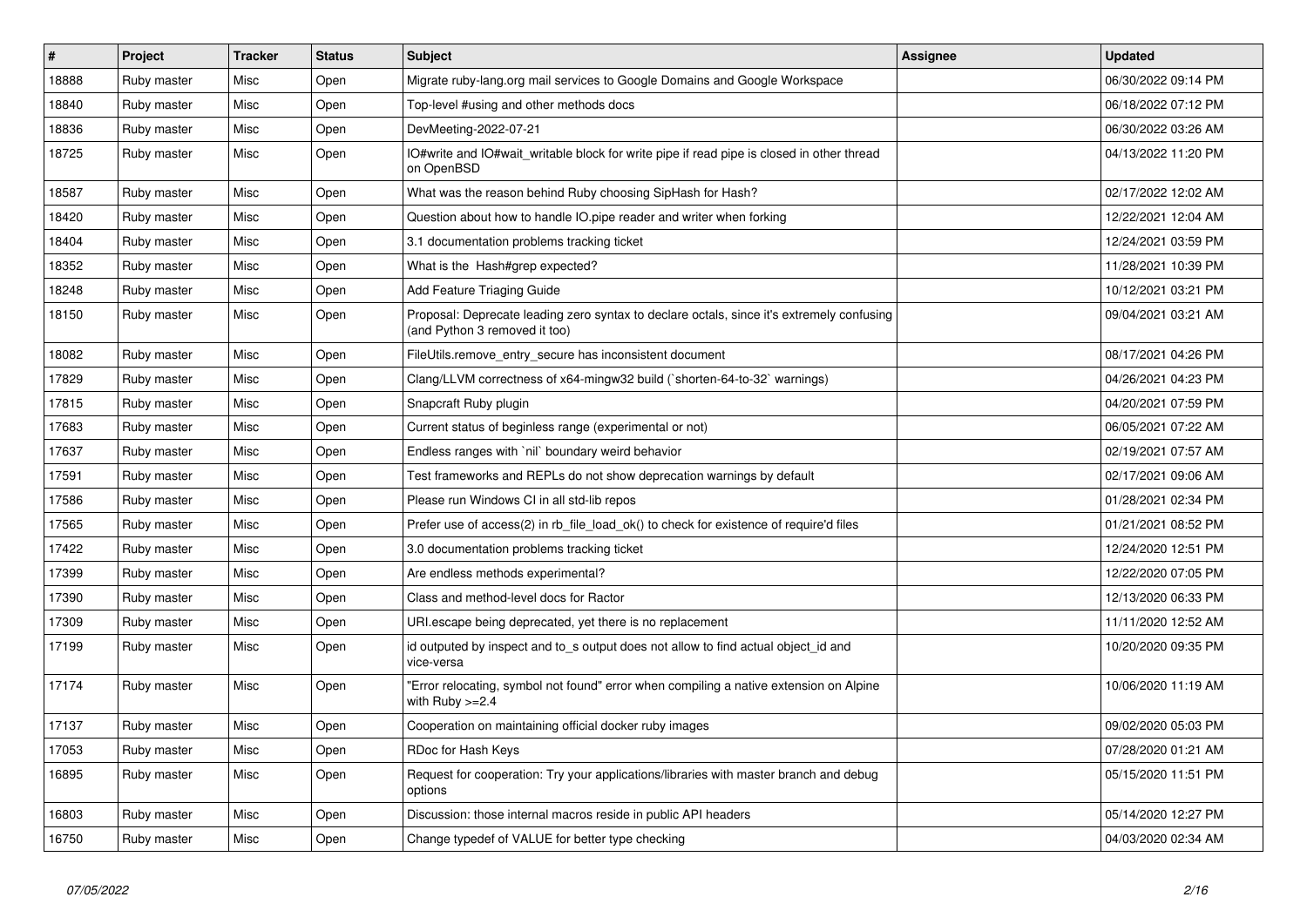| # | Project | Tracker | Status | Subject | Assignee | Updated |
|---|---|---|---|---|---|---|
| 18888 | Ruby master | Misc | Open | Migrate ruby-lang.org mail services to Google Domains and Google Workspace | | 06/30/2022 09:14 PM |
| 18840 | Ruby master | Misc | Open | Top-level #using and other methods docs | | 06/18/2022 07:12 PM |
| 18836 | Ruby master | Misc | Open | DevMeeting-2022-07-21 | | 06/30/2022 03:26 AM |
| 18725 | Ruby master | Misc | Open | IO#write and IO#wait_writable block for write pipe if read pipe is closed in other thread on OpenBSD | | 04/13/2022 11:20 PM |
| 18587 | Ruby master | Misc | Open | What was the reason behind Ruby choosing SipHash for Hash? | | 02/17/2022 12:02 AM |
| 18420 | Ruby master | Misc | Open | Question about how to handle IO.pipe reader and writer when forking | | 12/22/2021 12:04 AM |
| 18404 | Ruby master | Misc | Open | 3.1 documentation problems tracking ticket | | 12/24/2021 03:59 PM |
| 18352 | Ruby master | Misc | Open | What is the Hash#grep expected? | | 11/28/2021 10:39 PM |
| 18248 | Ruby master | Misc | Open | Add Feature Triaging Guide | | 10/12/2021 03:21 PM |
| 18150 | Ruby master | Misc | Open | Proposal: Deprecate leading zero syntax to declare octals, since it's extremely confusing (and Python 3 removed it too) | | 09/04/2021 03:21 AM |
| 18082 | Ruby master | Misc | Open | FileUtils.remove_entry_secure has inconsistent document | | 08/17/2021 04:26 PM |
| 17829 | Ruby master | Misc | Open | Clang/LLVM correctness of x64-mingw32 build (`shorten-64-to-32` warnings) | | 04/26/2021 04:23 PM |
| 17815 | Ruby master | Misc | Open | Snapcraft Ruby plugin | | 04/20/2021 07:59 PM |
| 17683 | Ruby master | Misc | Open | Current status of beginless range (experimental or not) | | 06/05/2021 07:22 AM |
| 17637 | Ruby master | Misc | Open | Endless ranges with `nil` boundary weird behavior | | 02/19/2021 07:57 AM |
| 17591 | Ruby master | Misc | Open | Test frameworks and REPLs do not show deprecation warnings by default | | 02/17/2021 09:06 AM |
| 17586 | Ruby master | Misc | Open | Please run Windows CI in all std-lib repos | | 01/28/2021 02:34 PM |
| 17565 | Ruby master | Misc | Open | Prefer use of access(2) in rb_file_load_ok() to check for existence of require'd files | | 01/21/2021 08:52 PM |
| 17422 | Ruby master | Misc | Open | 3.0 documentation problems tracking ticket | | 12/24/2020 12:51 PM |
| 17399 | Ruby master | Misc | Open | Are endless methods experimental? | | 12/22/2020 07:05 PM |
| 17390 | Ruby master | Misc | Open | Class and method-level docs for Ractor | | 12/13/2020 06:33 PM |
| 17309 | Ruby master | Misc | Open | URI.escape being deprecated, yet there is no replacement | | 11/11/2020 12:52 AM |
| 17199 | Ruby master | Misc | Open | id outputed by inspect and to_s output does not allow to find actual object_id and vice-versa | | 10/20/2020 09:35 PM |
| 17174 | Ruby master | Misc | Open | "Error relocating, symbol not found" error when compiling a native extension on Alpine with Ruby >=2.4 | | 10/06/2020 11:19 AM |
| 17137 | Ruby master | Misc | Open | Cooperation on maintaining official docker ruby images | | 09/02/2020 05:03 PM |
| 17053 | Ruby master | Misc | Open | RDoc for Hash Keys | | 07/28/2020 01:21 AM |
| 16895 | Ruby master | Misc | Open | Request for cooperation: Try your applications/libraries with master branch and debug options | | 05/15/2020 11:51 PM |
| 16803 | Ruby master | Misc | Open | Discussion: those internal macros reside in public API headers | | 05/14/2020 12:27 PM |
| 16750 | Ruby master | Misc | Open | Change typedef of VALUE for better type checking | | 04/03/2020 02:34 AM |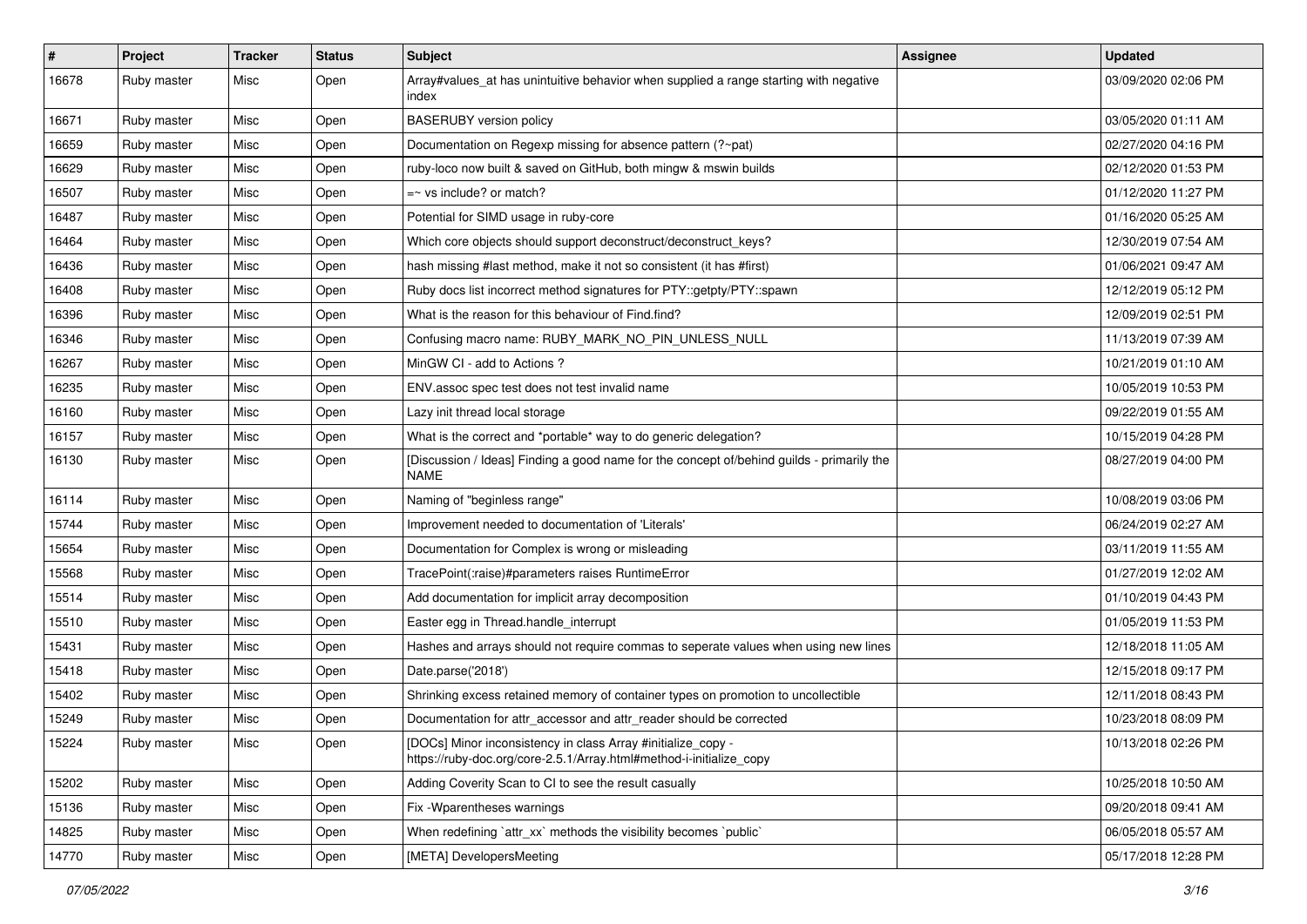| # | Project | Tracker | Status | Subject | Assignee | Updated |
|---|---|---|---|---|---|---|
| 16678 | Ruby master | Misc | Open | Array#values_at has unintuitive behavior when supplied a range starting with negative index | | 03/09/2020 02:06 PM |
| 16671 | Ruby master | Misc | Open | BASERUBY version policy | | 03/05/2020 01:11 AM |
| 16659 | Ruby master | Misc | Open | Documentation on Regexp missing for absence pattern (?~pat) | | 02/27/2020 04:16 PM |
| 16629 | Ruby master | Misc | Open | ruby-loco now built & saved on GitHub, both mingw & mswin builds | | 02/12/2020 01:53 PM |
| 16507 | Ruby master | Misc | Open | =~ vs include? or match? | | 01/12/2020 11:27 PM |
| 16487 | Ruby master | Misc | Open | Potential for SIMD usage in ruby-core | | 01/16/2020 05:25 AM |
| 16464 | Ruby master | Misc | Open | Which core objects should support deconstruct/deconstruct_keys? | | 12/30/2019 07:54 AM |
| 16436 | Ruby master | Misc | Open | hash missing #last method, make it not so consistent (it has #first) | | 01/06/2021 09:47 AM |
| 16408 | Ruby master | Misc | Open | Ruby docs list incorrect method signatures for PTY::getpty/PTY::spawn | | 12/12/2019 05:12 PM |
| 16396 | Ruby master | Misc | Open | What is the reason for this behaviour of Find.find? | | 12/09/2019 02:51 PM |
| 16346 | Ruby master | Misc | Open | Confusing macro name: RUBY_MARK_NO_PIN_UNLESS_NULL | | 11/13/2019 07:39 AM |
| 16267 | Ruby master | Misc | Open | MinGW CI - add to Actions ? | | 10/21/2019 01:10 AM |
| 16235 | Ruby master | Misc | Open | ENV.assoc spec test does not test invalid name | | 10/05/2019 10:53 PM |
| 16160 | Ruby master | Misc | Open | Lazy init thread local storage | | 09/22/2019 01:55 AM |
| 16157 | Ruby master | Misc | Open | What is the correct and *portable* way to do generic delegation? | | 10/15/2019 04:28 PM |
| 16130 | Ruby master | Misc | Open | [Discussion / Ideas] Finding a good name for the concept of/behind guilds - primarily the NAME | | 08/27/2019 04:00 PM |
| 16114 | Ruby master | Misc | Open | Naming of "beginless range" | | 10/08/2019 03:06 PM |
| 15744 | Ruby master | Misc | Open | Improvement needed to documentation of 'Literals' | | 06/24/2019 02:27 AM |
| 15654 | Ruby master | Misc | Open | Documentation for Complex is wrong or misleading | | 03/11/2019 11:55 AM |
| 15568 | Ruby master | Misc | Open | TracePoint(:raise)#parameters raises RuntimeError | | 01/27/2019 12:02 AM |
| 15514 | Ruby master | Misc | Open | Add documentation for implicit array decomposition | | 01/10/2019 04:43 PM |
| 15510 | Ruby master | Misc | Open | Easter egg in Thread.handle_interrupt | | 01/05/2019 11:53 PM |
| 15431 | Ruby master | Misc | Open | Hashes and arrays should not require commas to seperate values when using new lines | | 12/18/2018 11:05 AM |
| 15418 | Ruby master | Misc | Open | Date.parse('2018') | | 12/15/2018 09:17 PM |
| 15402 | Ruby master | Misc | Open | Shrinking excess retained memory of container types on promotion to uncollectible | | 12/11/2018 08:43 PM |
| 15249 | Ruby master | Misc | Open | Documentation for attr_accessor and attr_reader should be corrected | | 10/23/2018 08:09 PM |
| 15224 | Ruby master | Misc | Open | [DOCs] Minor inconsistency in class Array #initialize_copy - https://ruby-doc.org/core-2.5.1/Array.html#method-i-initialize_copy | | 10/13/2018 02:26 PM |
| 15202 | Ruby master | Misc | Open | Adding Coverity Scan to CI to see the result casually | | 10/25/2018 10:50 AM |
| 15136 | Ruby master | Misc | Open | Fix -Wparentheses warnings | | 09/20/2018 09:41 AM |
| 14825 | Ruby master | Misc | Open | When redefining `attr_xx` methods the visibility becomes `public` | | 06/05/2018 05:57 AM |
| 14770 | Ruby master | Misc | Open | [META] DevelopersMeeting | | 05/17/2018 12:28 PM |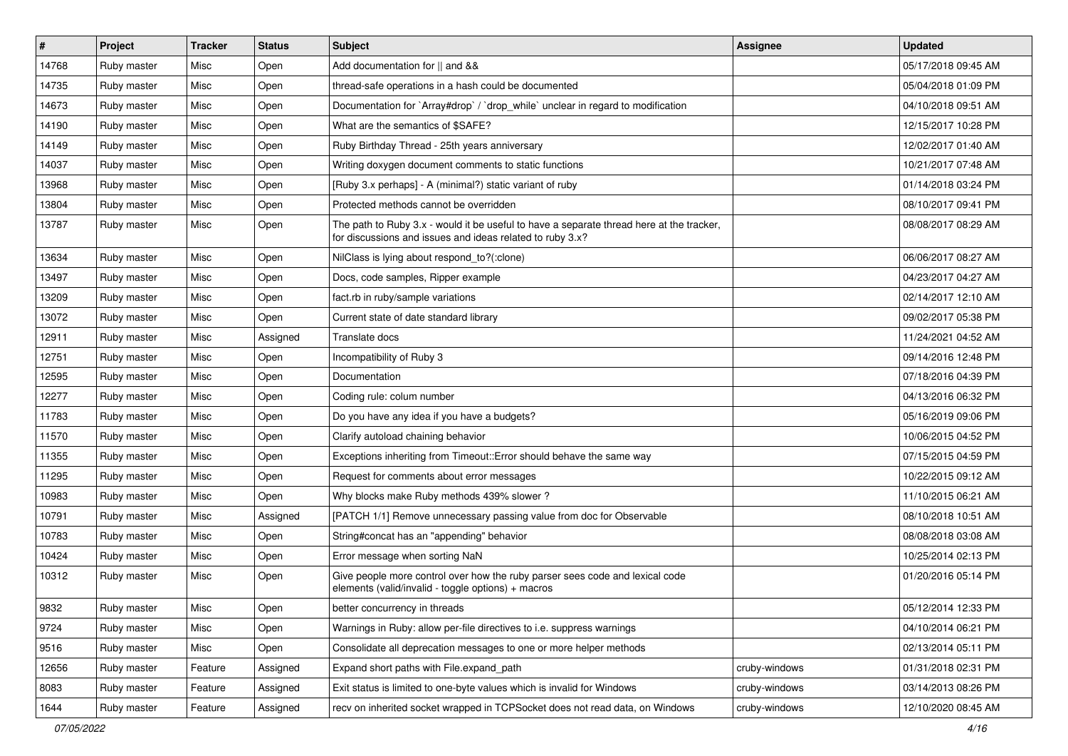| # | Project | Tracker | Status | Subject | Assignee | Updated |
|---|---|---|---|---|---|---|
| 14768 | Ruby master | Misc | Open | Add documentation for \|\| and && | | 05/17/2018 09:45 AM |
| 14735 | Ruby master | Misc | Open | thread-safe operations in a hash could be documented | | 05/04/2018 01:09 PM |
| 14673 | Ruby master | Misc | Open | Documentation for `Array#drop` / `drop_while` unclear in regard to modification | | 04/10/2018 09:51 AM |
| 14190 | Ruby master | Misc | Open | What are the semantics of $SAFE? | | 12/15/2017 10:28 PM |
| 14149 | Ruby master | Misc | Open | Ruby Birthday Thread - 25th years anniversary | | 12/02/2017 01:40 AM |
| 14037 | Ruby master | Misc | Open | Writing doxygen document comments to static functions | | 10/21/2017 07:48 AM |
| 13968 | Ruby master | Misc | Open | [Ruby 3.x perhaps] - A (minimal?) static variant of ruby | | 01/14/2018 03:24 PM |
| 13804 | Ruby master | Misc | Open | Protected methods cannot be overridden | | 08/10/2017 09:41 PM |
| 13787 | Ruby master | Misc | Open | The path to Ruby 3.x - would it be useful to have a separate thread here at the tracker, for discussions and issues and ideas related to ruby 3.x? | | 08/08/2017 08:29 AM |
| 13634 | Ruby master | Misc | Open | NilClass is lying about respond_to?(:clone) | | 06/06/2017 08:27 AM |
| 13497 | Ruby master | Misc | Open | Docs, code samples, Ripper example | | 04/23/2017 04:27 AM |
| 13209 | Ruby master | Misc | Open | fact.rb in ruby/sample variations | | 02/14/2017 12:10 AM |
| 13072 | Ruby master | Misc | Open | Current state of date standard library | | 09/02/2017 05:38 PM |
| 12911 | Ruby master | Misc | Assigned | Translate docs | | 11/24/2021 04:52 AM |
| 12751 | Ruby master | Misc | Open | Incompatibility of Ruby 3 | | 09/14/2016 12:48 PM |
| 12595 | Ruby master | Misc | Open | Documentation | | 07/18/2016 04:39 PM |
| 12277 | Ruby master | Misc | Open | Coding rule: colum number | | 04/13/2016 06:32 PM |
| 11783 | Ruby master | Misc | Open | Do you have any idea if you have a budgets? | | 05/16/2019 09:06 PM |
| 11570 | Ruby master | Misc | Open | Clarify autoload chaining behavior | | 10/06/2015 04:52 PM |
| 11355 | Ruby master | Misc | Open | Exceptions inheriting from Timeout::Error should behave the same way | | 07/15/2015 04:59 PM |
| 11295 | Ruby master | Misc | Open | Request for comments about error messages | | 10/22/2015 09:12 AM |
| 10983 | Ruby master | Misc | Open | Why blocks make Ruby methods 439% slower ? | | 11/10/2015 06:21 AM |
| 10791 | Ruby master | Misc | Assigned | [PATCH 1/1] Remove unnecessary passing value from doc for Observable | | 08/10/2018 10:51 AM |
| 10783 | Ruby master | Misc | Open | String#concat has an "appending" behavior | | 08/08/2018 03:08 AM |
| 10424 | Ruby master | Misc | Open | Error message when sorting NaN | | 10/25/2014 02:13 PM |
| 10312 | Ruby master | Misc | Open | Give people more control over how the ruby parser sees code and lexical code elements (valid/invalid - toggle options) + macros | | 01/20/2016 05:14 PM |
| 9832 | Ruby master | Misc | Open | better concurrency in threads | | 05/12/2014 12:33 PM |
| 9724 | Ruby master | Misc | Open | Warnings in Ruby: allow per-file directives to i.e. suppress warnings | | 04/10/2014 06:21 PM |
| 9516 | Ruby master | Misc | Open | Consolidate all deprecation messages to one or more helper methods | | 02/13/2014 05:11 PM |
| 12656 | Ruby master | Feature | Assigned | Expand short paths with File.expand_path | cruby-windows | 01/31/2018 02:31 PM |
| 8083 | Ruby master | Feature | Assigned | Exit status is limited to one-byte values which is invalid for Windows | cruby-windows | 03/14/2013 08:26 PM |
| 1644 | Ruby master | Feature | Assigned | recv on inherited socket wrapped in TCPSocket does not read data, on Windows | cruby-windows | 12/10/2020 08:45 AM |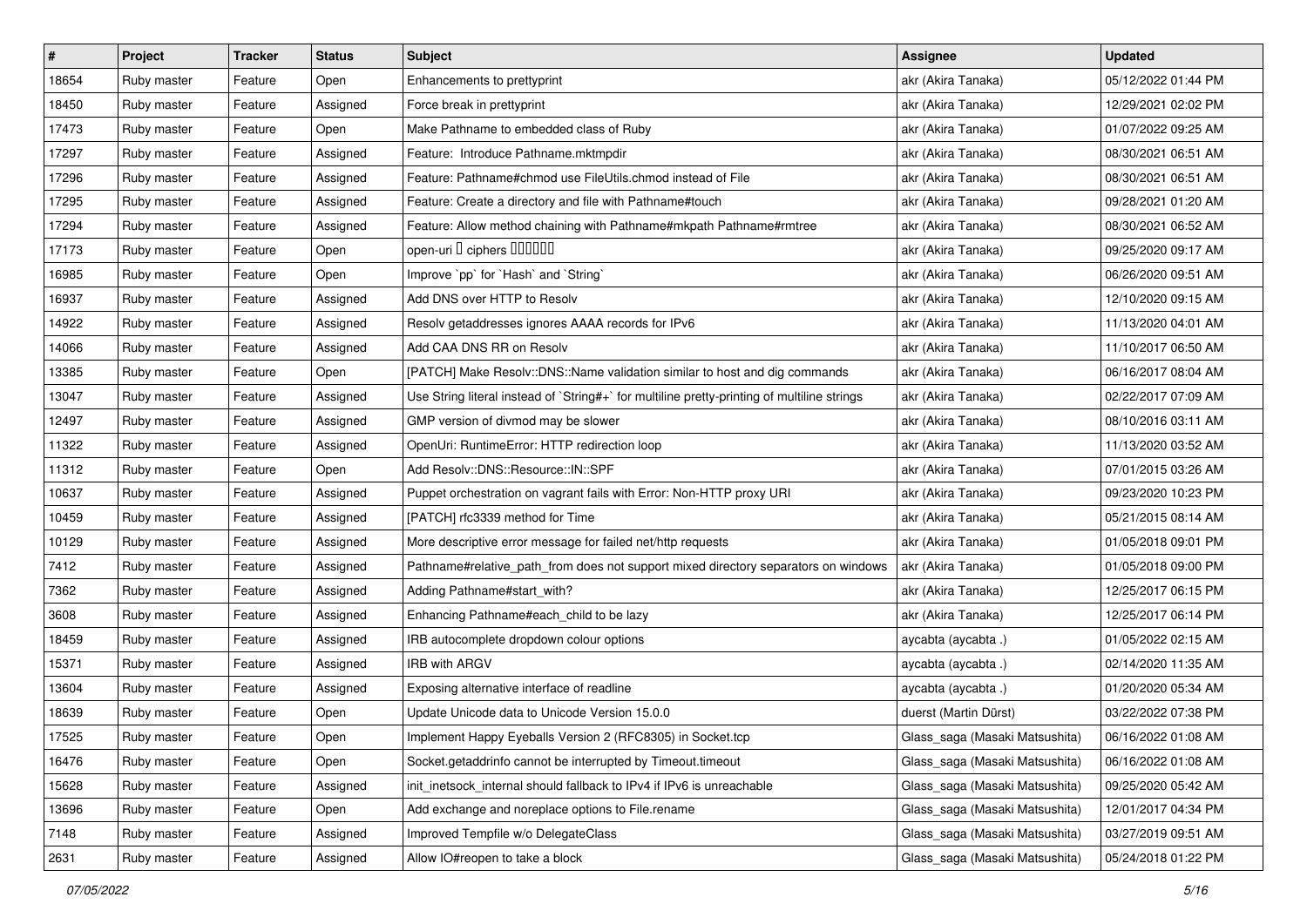| # | Project | Tracker | Status | Subject | Assignee | Updated |
|---|---|---|---|---|---|---|
| 18654 | Ruby master | Feature | Open | Enhancements to prettyprint | akr (Akira Tanaka) | 05/12/2022 01:44 PM |
| 18450 | Ruby master | Feature | Assigned | Force break in prettyprint | akr (Akira Tanaka) | 12/29/2021 02:02 PM |
| 17473 | Ruby master | Feature | Open | Make Pathname to embedded class of Ruby | akr (Akira Tanaka) | 01/07/2022 09:25 AM |
| 17297 | Ruby master | Feature | Assigned | Feature: Introduce Pathname.mktmpdir | akr (Akira Tanaka) | 08/30/2021 06:51 AM |
| 17296 | Ruby master | Feature | Assigned | Feature: Pathname#chmod use FileUtils.chmod instead of File | akr (Akira Tanaka) | 08/30/2021 06:51 AM |
| 17295 | Ruby master | Feature | Assigned | Feature: Create a directory and file with Pathname#touch | akr (Akira Tanaka) | 09/28/2021 01:20 AM |
| 17294 | Ruby master | Feature | Assigned | Feature: Allow method chaining with Pathname#mkpath Pathname#rmtree | akr (Akira Tanaka) | 08/30/2021 06:52 AM |
| 17173 | Ruby master | Feature | Open | open-uri � ciphers ������ | akr (Akira Tanaka) | 09/25/2020 09:17 AM |
| 16985 | Ruby master | Feature | Open | Improve `pp` for `Hash` and `String` | akr (Akira Tanaka) | 06/26/2020 09:51 AM |
| 16937 | Ruby master | Feature | Assigned | Add DNS over HTTP to Resolv | akr (Akira Tanaka) | 12/10/2020 09:15 AM |
| 14922 | Ruby master | Feature | Assigned | Resolv getaddresses ignores AAAA records for IPv6 | akr (Akira Tanaka) | 11/13/2020 04:01 AM |
| 14066 | Ruby master | Feature | Assigned | Add CAA DNS RR on Resolv | akr (Akira Tanaka) | 11/10/2017 06:50 AM |
| 13385 | Ruby master | Feature | Open | [PATCH] Make Resolv::DNS::Name validation similar to host and dig commands | akr (Akira Tanaka) | 06/16/2017 08:04 AM |
| 13047 | Ruby master | Feature | Assigned | Use String literal instead of `String#+` for multiline pretty-printing of multiline strings | akr (Akira Tanaka) | 02/22/2017 07:09 AM |
| 12497 | Ruby master | Feature | Assigned | GMP version of divmod may be slower | akr (Akira Tanaka) | 08/10/2016 03:11 AM |
| 11322 | Ruby master | Feature | Assigned | OpenUri: RuntimeError: HTTP redirection loop | akr (Akira Tanaka) | 11/13/2020 03:52 AM |
| 11312 | Ruby master | Feature | Open | Add Resolv::DNS::Resource::IN::SPF | akr (Akira Tanaka) | 07/01/2015 03:26 AM |
| 10637 | Ruby master | Feature | Assigned | Puppet orchestration on vagrant fails with Error: Non-HTTP proxy URI | akr (Akira Tanaka) | 09/23/2020 10:23 PM |
| 10459 | Ruby master | Feature | Assigned | [PATCH] rfc3339 method for Time | akr (Akira Tanaka) | 05/21/2015 08:14 AM |
| 10129 | Ruby master | Feature | Assigned | More descriptive error message for failed net/http requests | akr (Akira Tanaka) | 01/05/2018 09:01 PM |
| 7412 | Ruby master | Feature | Assigned | Pathname#relative_path_from does not support mixed directory separators on windows | akr (Akira Tanaka) | 01/05/2018 09:00 PM |
| 7362 | Ruby master | Feature | Assigned | Adding Pathname#start_with? | akr (Akira Tanaka) | 12/25/2017 06:15 PM |
| 3608 | Ruby master | Feature | Assigned | Enhancing Pathname#each_child to be lazy | akr (Akira Tanaka) | 12/25/2017 06:14 PM |
| 18459 | Ruby master | Feature | Assigned | IRB autocomplete dropdown colour options | aycabta (aycabta .) | 01/05/2022 02:15 AM |
| 15371 | Ruby master | Feature | Assigned | IRB with ARGV | aycabta (aycabta .) | 02/14/2020 11:35 AM |
| 13604 | Ruby master | Feature | Assigned | Exposing alternative interface of readline | aycabta (aycabta .) | 01/20/2020 05:34 AM |
| 18639 | Ruby master | Feature | Open | Update Unicode data to Unicode Version 15.0.0 | duerst (Martin Dürst) | 03/22/2022 07:38 PM |
| 17525 | Ruby master | Feature | Open | Implement Happy Eyeballs Version 2 (RFC8305) in Socket.tcp | Glass_saga (Masaki Matsushita) | 06/16/2022 01:08 AM |
| 16476 | Ruby master | Feature | Open | Socket.getaddrinfo cannot be interrupted by Timeout.timeout | Glass_saga (Masaki Matsushita) | 06/16/2022 01:08 AM |
| 15628 | Ruby master | Feature | Assigned | init_inetsock_internal should fallback to IPv4 if IPv6 is unreachable | Glass_saga (Masaki Matsushita) | 09/25/2020 05:42 AM |
| 13696 | Ruby master | Feature | Open | Add exchange and noreplace options to File.rename | Glass_saga (Masaki Matsushita) | 12/01/2017 04:34 PM |
| 7148 | Ruby master | Feature | Assigned | Improved Tempfile w/o DelegateClass | Glass_saga (Masaki Matsushita) | 03/27/2019 09:51 AM |
| 2631 | Ruby master | Feature | Assigned | Allow IO#reopen to take a block | Glass_saga (Masaki Matsushita) | 05/24/2018 01:22 PM |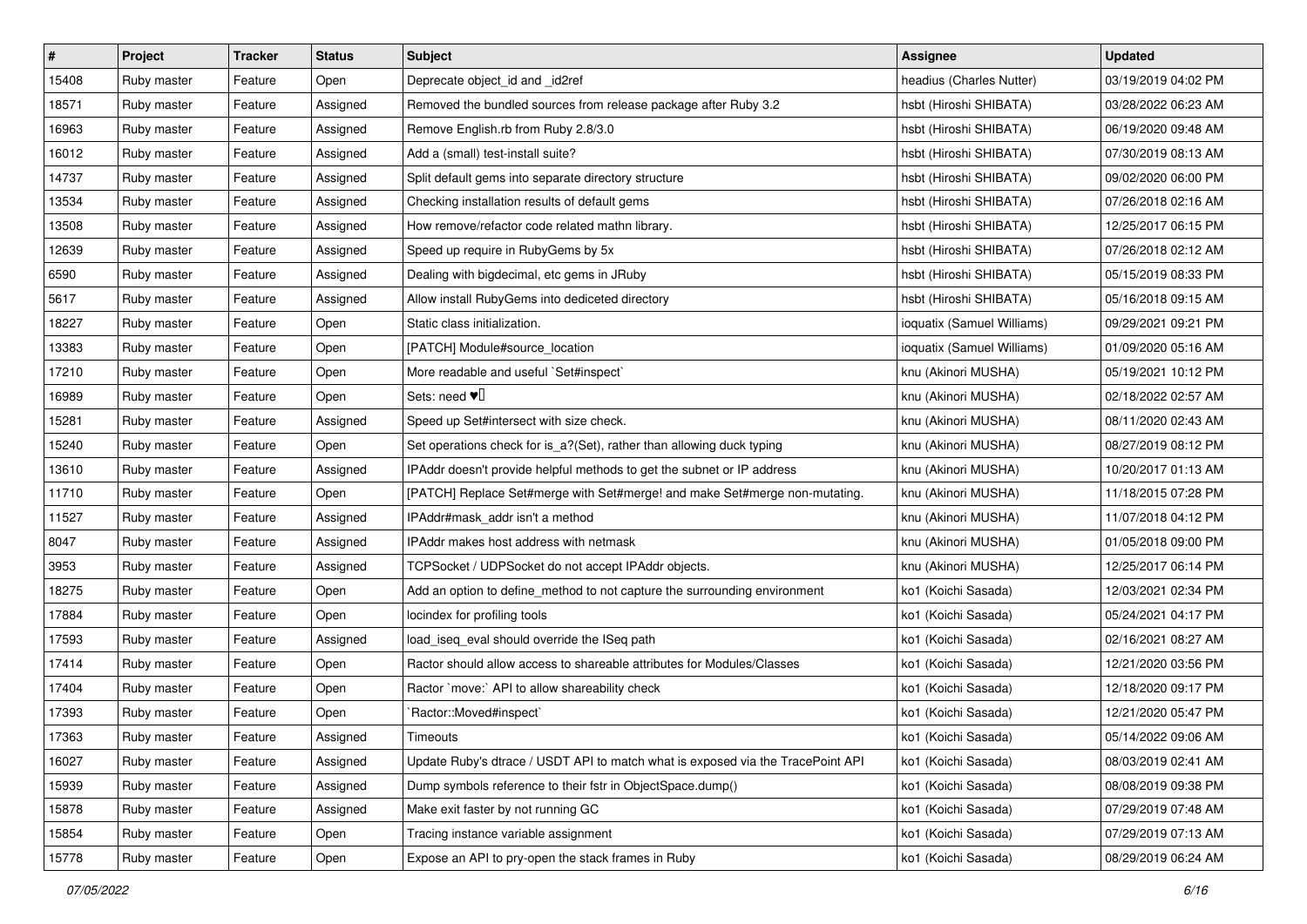| # | Project | Tracker | Status | Subject | Assignee | Updated |
| --- | --- | --- | --- | --- | --- | --- |
| 15408 | Ruby master | Feature | Open | Deprecate object_id and _id2ref | headius (Charles Nutter) | 03/19/2019 04:02 PM |
| 18571 | Ruby master | Feature | Assigned | Removed the bundled sources from release package after Ruby 3.2 | hsbt (Hiroshi SHIBATA) | 03/28/2022 06:23 AM |
| 16963 | Ruby master | Feature | Assigned | Remove English.rb from Ruby 2.8/3.0 | hsbt (Hiroshi SHIBATA) | 06/19/2020 09:48 AM |
| 16012 | Ruby master | Feature | Assigned | Add a (small) test-install suite? | hsbt (Hiroshi SHIBATA) | 07/30/2019 08:13 AM |
| 14737 | Ruby master | Feature | Assigned | Split default gems into separate directory structure | hsbt (Hiroshi SHIBATA) | 09/02/2020 06:00 PM |
| 13534 | Ruby master | Feature | Assigned | Checking installation results of default gems | hsbt (Hiroshi SHIBATA) | 07/26/2018 02:16 AM |
| 13508 | Ruby master | Feature | Assigned | How remove/refactor code related mathn library. | hsbt (Hiroshi SHIBATA) | 12/25/2017 06:15 PM |
| 12639 | Ruby master | Feature | Assigned | Speed up require in RubyGems by 5x | hsbt (Hiroshi SHIBATA) | 07/26/2018 02:12 AM |
| 6590 | Ruby master | Feature | Assigned | Dealing with bigdecimal, etc gems in JRuby | hsbt (Hiroshi SHIBATA) | 05/15/2019 08:33 PM |
| 5617 | Ruby master | Feature | Assigned | Allow install RubyGems into dediceted directory | hsbt (Hiroshi SHIBATA) | 05/16/2018 09:15 AM |
| 18227 | Ruby master | Feature | Open | Static class initialization. | ioquatix (Samuel Williams) | 09/29/2021 09:21 PM |
| 13383 | Ruby master | Feature | Open | [PATCH] Module#source_location | ioquatix (Samuel Williams) | 01/09/2020 05:16 AM |
| 17210 | Ruby master | Feature | Open | More readable and useful `Set#inspect` | knu (Akinori MUSHA) | 05/19/2021 10:12 PM |
| 16989 | Ruby master | Feature | Open | Sets: need ♥️ | knu (Akinori MUSHA) | 02/18/2022 02:57 AM |
| 15281 | Ruby master | Feature | Assigned | Speed up Set#intersect with size check. | knu (Akinori MUSHA) | 08/11/2020 02:43 AM |
| 15240 | Ruby master | Feature | Open | Set operations check for is_a?(Set), rather than allowing duck typing | knu (Akinori MUSHA) | 08/27/2019 08:12 PM |
| 13610 | Ruby master | Feature | Assigned | IPAddr doesn't provide helpful methods to get the subnet or IP address | knu (Akinori MUSHA) | 10/20/2017 01:13 AM |
| 11710 | Ruby master | Feature | Open | [PATCH] Replace Set#merge with Set#merge! and make Set#merge non-mutating. | knu (Akinori MUSHA) | 11/18/2015 07:28 PM |
| 11527 | Ruby master | Feature | Assigned | IPAddr#mask_addr isn't a method | knu (Akinori MUSHA) | 11/07/2018 04:12 PM |
| 8047 | Ruby master | Feature | Assigned | IPAddr makes host address with netmask | knu (Akinori MUSHA) | 01/05/2018 09:00 PM |
| 3953 | Ruby master | Feature | Assigned | TCPSocket / UDPSocket do not accept IPAddr objects. | knu (Akinori MUSHA) | 12/25/2017 06:14 PM |
| 18275 | Ruby master | Feature | Open | Add an option to define_method to not capture the surrounding environment | ko1 (Koichi Sasada) | 12/03/2021 02:34 PM |
| 17884 | Ruby master | Feature | Open | locindex for profiling tools | ko1 (Koichi Sasada) | 05/24/2021 04:17 PM |
| 17593 | Ruby master | Feature | Assigned | load_iseq_eval should override the ISeq path | ko1 (Koichi Sasada) | 02/16/2021 08:27 AM |
| 17414 | Ruby master | Feature | Open | Ractor should allow access to shareable attributes for Modules/Classes | ko1 (Koichi Sasada) | 12/21/2020 03:56 PM |
| 17404 | Ruby master | Feature | Open | Ractor `move:` API to allow shareability check | ko1 (Koichi Sasada) | 12/18/2020 09:17 PM |
| 17393 | Ruby master | Feature | Open | `Ractor::Moved#inspect` | ko1 (Koichi Sasada) | 12/21/2020 05:47 PM |
| 17363 | Ruby master | Feature | Assigned | Timeouts | ko1 (Koichi Sasada) | 05/14/2022 09:06 AM |
| 16027 | Ruby master | Feature | Assigned | Update Ruby's dtrace / USDT API to match what is exposed via the TracePoint API | ko1 (Koichi Sasada) | 08/03/2019 02:41 AM |
| 15939 | Ruby master | Feature | Assigned | Dump symbols reference to their fstr in ObjectSpace.dump() | ko1 (Koichi Sasada) | 08/08/2019 09:38 PM |
| 15878 | Ruby master | Feature | Assigned | Make exit faster by not running GC | ko1 (Koichi Sasada) | 07/29/2019 07:48 AM |
| 15854 | Ruby master | Feature | Open | Tracing instance variable assignment | ko1 (Koichi Sasada) | 07/29/2019 07:13 AM |
| 15778 | Ruby master | Feature | Open | Expose an API to pry-open the stack frames in Ruby | ko1 (Koichi Sasada) | 08/29/2019 06:24 AM |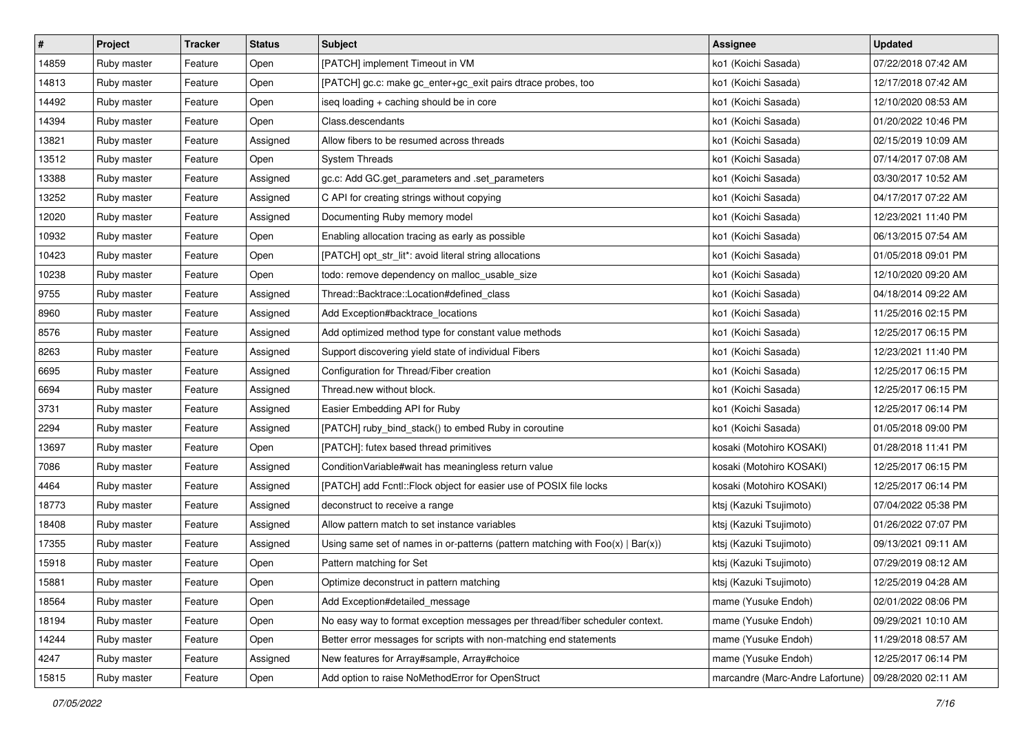| # | Project | Tracker | Status | Subject | Assignee | Updated |
|---|---|---|---|---|---|---|
| 14859 | Ruby master | Feature | Open | [PATCH] implement Timeout in VM | ko1 (Koichi Sasada) | 07/22/2018 07:42 AM |
| 14813 | Ruby master | Feature | Open | [PATCH] gc.c: make gc_enter+gc_exit pairs dtrace probes, too | ko1 (Koichi Sasada) | 12/17/2018 07:42 AM |
| 14492 | Ruby master | Feature | Open | iseq loading + caching should be in core | ko1 (Koichi Sasada) | 12/10/2020 08:53 AM |
| 14394 | Ruby master | Feature | Open | Class.descendants | ko1 (Koichi Sasada) | 01/20/2022 10:46 PM |
| 13821 | Ruby master | Feature | Assigned | Allow fibers to be resumed across threads | ko1 (Koichi Sasada) | 02/15/2019 10:09 AM |
| 13512 | Ruby master | Feature | Open | System Threads | ko1 (Koichi Sasada) | 07/14/2017 07:08 AM |
| 13388 | Ruby master | Feature | Assigned | gc.c: Add GC.get_parameters and .set_parameters | ko1 (Koichi Sasada) | 03/30/2017 10:52 AM |
| 13252 | Ruby master | Feature | Assigned | C API for creating strings without copying | ko1 (Koichi Sasada) | 04/17/2017 07:22 AM |
| 12020 | Ruby master | Feature | Assigned | Documenting Ruby memory model | ko1 (Koichi Sasada) | 12/23/2021 11:40 PM |
| 10932 | Ruby master | Feature | Open | Enabling allocation tracing as early as possible | ko1 (Koichi Sasada) | 06/13/2015 07:54 AM |
| 10423 | Ruby master | Feature | Open | [PATCH] opt_str_lit*: avoid literal string allocations | ko1 (Koichi Sasada) | 01/05/2018 09:01 PM |
| 10238 | Ruby master | Feature | Open | todo: remove dependency on malloc_usable_size | ko1 (Koichi Sasada) | 12/10/2020 09:20 AM |
| 9755 | Ruby master | Feature | Assigned | Thread::Backtrace::Location#defined_class | ko1 (Koichi Sasada) | 04/18/2014 09:22 AM |
| 8960 | Ruby master | Feature | Assigned | Add Exception#backtrace_locations | ko1 (Koichi Sasada) | 11/25/2016 02:15 PM |
| 8576 | Ruby master | Feature | Assigned | Add optimized method type for constant value methods | ko1 (Koichi Sasada) | 12/25/2017 06:15 PM |
| 8263 | Ruby master | Feature | Assigned | Support discovering yield state of individual Fibers | ko1 (Koichi Sasada) | 12/23/2021 11:40 PM |
| 6695 | Ruby master | Feature | Assigned | Configuration for Thread/Fiber creation | ko1 (Koichi Sasada) | 12/25/2017 06:15 PM |
| 6694 | Ruby master | Feature | Assigned | Thread.new without block. | ko1 (Koichi Sasada) | 12/25/2017 06:15 PM |
| 3731 | Ruby master | Feature | Assigned | Easier Embedding API for Ruby | ko1 (Koichi Sasada) | 12/25/2017 06:14 PM |
| 2294 | Ruby master | Feature | Assigned | [PATCH] ruby_bind_stack() to embed Ruby in coroutine | ko1 (Koichi Sasada) | 01/05/2018 09:00 PM |
| 13697 | Ruby master | Feature | Open | [PATCH]: futex based thread primitives | kosaki (Motohiro KOSAKI) | 01/28/2018 11:41 PM |
| 7086 | Ruby master | Feature | Assigned | ConditionVariable#wait has meaningless return value | kosaki (Motohiro KOSAKI) | 12/25/2017 06:15 PM |
| 4464 | Ruby master | Feature | Assigned | [PATCH] add Fcntl::Flock object for easier use of POSIX file locks | kosaki (Motohiro KOSAKI) | 12/25/2017 06:14 PM |
| 18773 | Ruby master | Feature | Assigned | deconstruct to receive a range | ktsj (Kazuki Tsujimoto) | 07/04/2022 05:38 PM |
| 18408 | Ruby master | Feature | Assigned | Allow pattern match to set instance variables | ktsj (Kazuki Tsujimoto) | 01/26/2022 07:07 PM |
| 17355 | Ruby master | Feature | Assigned | Using same set of names in or-patterns (pattern matching with Foo(x) \| Bar(x)) | ktsj (Kazuki Tsujimoto) | 09/13/2021 09:11 AM |
| 15918 | Ruby master | Feature | Open | Pattern matching for Set | ktsj (Kazuki Tsujimoto) | 07/29/2019 08:12 AM |
| 15881 | Ruby master | Feature | Open | Optimize deconstruct in pattern matching | ktsj (Kazuki Tsujimoto) | 12/25/2019 04:28 AM |
| 18564 | Ruby master | Feature | Open | Add Exception#detailed_message | mame (Yusuke Endoh) | 02/01/2022 08:06 PM |
| 18194 | Ruby master | Feature | Open | No easy way to format exception messages per thread/fiber scheduler context. | mame (Yusuke Endoh) | 09/29/2021 10:10 AM |
| 14244 | Ruby master | Feature | Open | Better error messages for scripts with non-matching end statements | mame (Yusuke Endoh) | 11/29/2018 08:57 AM |
| 4247 | Ruby master | Feature | Assigned | New features for Array#sample, Array#choice | mame (Yusuke Endoh) | 12/25/2017 06:14 PM |
| 15815 | Ruby master | Feature | Open | Add option to raise NoMethodError for OpenStruct | marcandre (Marc-Andre Lafortune) | 09/28/2020 02:11 AM |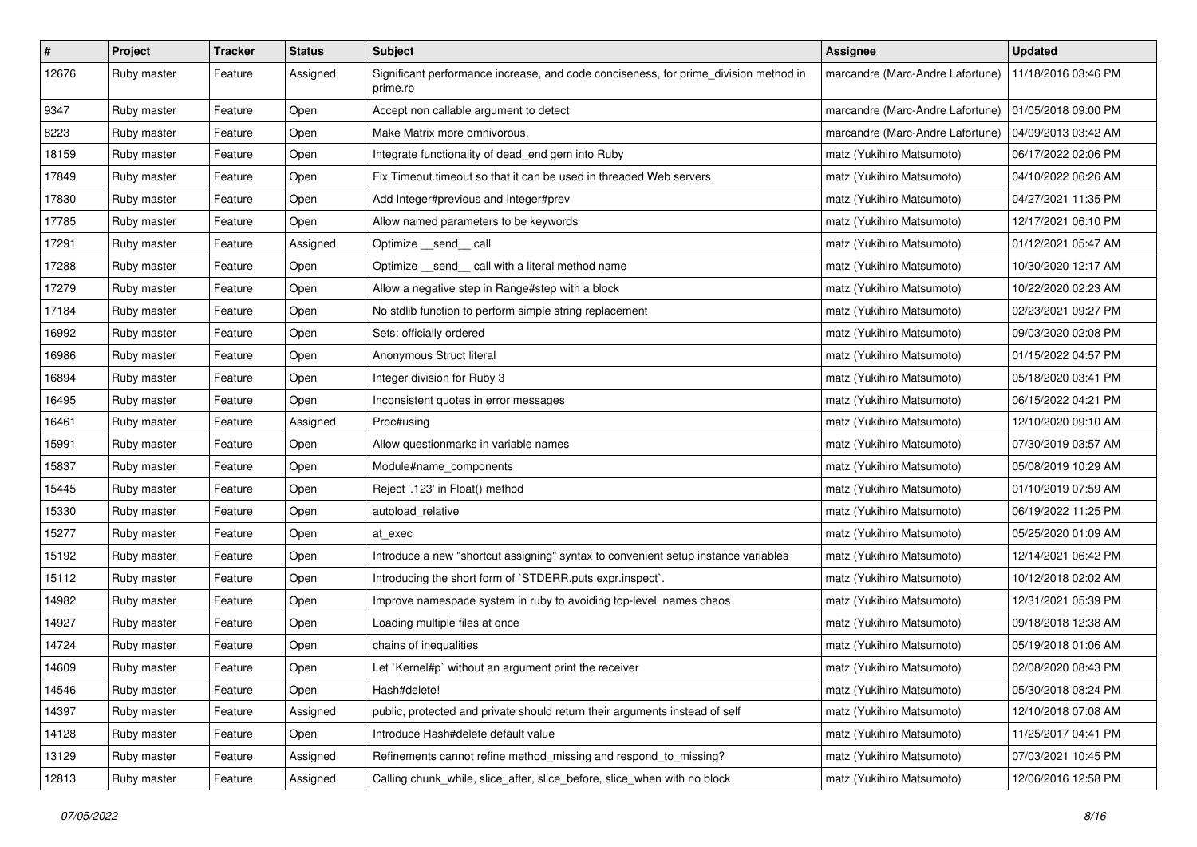| # | Project | Tracker | Status | Subject | Assignee | Updated |
|---|---|---|---|---|---|---|
| 12676 | Ruby master | Feature | Assigned | Significant performance increase, and code conciseness, for prime_division method in prime.rb | marcandre (Marc-Andre Lafortune) | 11/18/2016 03:46 PM |
| 9347 | Ruby master | Feature | Open | Accept non callable argument to detect | marcandre (Marc-Andre Lafortune) | 01/05/2018 09:00 PM |
| 8223 | Ruby master | Feature | Open | Make Matrix more omnivorous. | marcandre (Marc-Andre Lafortune) | 04/09/2013 03:42 AM |
| 18159 | Ruby master | Feature | Open | Integrate functionality of dead_end gem into Ruby | matz (Yukihiro Matsumoto) | 06/17/2022 02:06 PM |
| 17849 | Ruby master | Feature | Open | Fix Timeout.timeout so that it can be used in threaded Web servers | matz (Yukihiro Matsumoto) | 04/10/2022 06:26 AM |
| 17830 | Ruby master | Feature | Open | Add Integer#previous and Integer#prev | matz (Yukihiro Matsumoto) | 04/27/2021 11:35 PM |
| 17785 | Ruby master | Feature | Open | Allow named parameters to be keywords | matz (Yukihiro Matsumoto) | 12/17/2021 06:10 PM |
| 17291 | Ruby master | Feature | Assigned | Optimize __send__ call | matz (Yukihiro Matsumoto) | 01/12/2021 05:47 AM |
| 17288 | Ruby master | Feature | Open | Optimize __send__ call with a literal method name | matz (Yukihiro Matsumoto) | 10/30/2020 12:17 AM |
| 17279 | Ruby master | Feature | Open | Allow a negative step in Range#step with a block | matz (Yukihiro Matsumoto) | 10/22/2020 02:23 AM |
| 17184 | Ruby master | Feature | Open | No stdlib function to perform simple string replacement | matz (Yukihiro Matsumoto) | 02/23/2021 09:27 PM |
| 16992 | Ruby master | Feature | Open | Sets: officially ordered | matz (Yukihiro Matsumoto) | 09/03/2020 02:08 PM |
| 16986 | Ruby master | Feature | Open | Anonymous Struct literal | matz (Yukihiro Matsumoto) | 01/15/2022 04:57 PM |
| 16894 | Ruby master | Feature | Open | Integer division for Ruby 3 | matz (Yukihiro Matsumoto) | 05/18/2020 03:41 PM |
| 16495 | Ruby master | Feature | Open | Inconsistent quotes in error messages | matz (Yukihiro Matsumoto) | 06/15/2022 04:21 PM |
| 16461 | Ruby master | Feature | Assigned | Proc#using | matz (Yukihiro Matsumoto) | 12/10/2020 09:10 AM |
| 15991 | Ruby master | Feature | Open | Allow questionmarks in variable names | matz (Yukihiro Matsumoto) | 07/30/2019 03:57 AM |
| 15837 | Ruby master | Feature | Open | Module#name_components | matz (Yukihiro Matsumoto) | 05/08/2019 10:29 AM |
| 15445 | Ruby master | Feature | Open | Reject '.123' in Float() method | matz (Yukihiro Matsumoto) | 01/10/2019 07:59 AM |
| 15330 | Ruby master | Feature | Open | autoload_relative | matz (Yukihiro Matsumoto) | 06/19/2022 11:25 PM |
| 15277 | Ruby master | Feature | Open | at_exec | matz (Yukihiro Matsumoto) | 05/25/2020 01:09 AM |
| 15192 | Ruby master | Feature | Open | Introduce a new "shortcut assigning" syntax to convenient setup instance variables | matz (Yukihiro Matsumoto) | 12/14/2021 06:42 PM |
| 15112 | Ruby master | Feature | Open | Introducing the short form of `STDERR.puts expr.inspect`. | matz (Yukihiro Matsumoto) | 10/12/2018 02:02 AM |
| 14982 | Ruby master | Feature | Open | Improve namespace system in ruby to avoiding top-level names chaos | matz (Yukihiro Matsumoto) | 12/31/2021 05:39 PM |
| 14927 | Ruby master | Feature | Open | Loading multiple files at once | matz (Yukihiro Matsumoto) | 09/18/2018 12:38 AM |
| 14724 | Ruby master | Feature | Open | chains of inequalities | matz (Yukihiro Matsumoto) | 05/19/2018 01:06 AM |
| 14609 | Ruby master | Feature | Open | Let `Kernel#p` without an argument print the receiver | matz (Yukihiro Matsumoto) | 02/08/2020 08:43 PM |
| 14546 | Ruby master | Feature | Open | Hash#delete! | matz (Yukihiro Matsumoto) | 05/30/2018 08:24 PM |
| 14397 | Ruby master | Feature | Assigned | public, protected and private should return their arguments instead of self | matz (Yukihiro Matsumoto) | 12/10/2018 07:08 AM |
| 14128 | Ruby master | Feature | Open | Introduce Hash#delete default value | matz (Yukihiro Matsumoto) | 11/25/2017 04:41 PM |
| 13129 | Ruby master | Feature | Assigned | Refinements cannot refine method_missing and respond_to_missing? | matz (Yukihiro Matsumoto) | 07/03/2021 10:45 PM |
| 12813 | Ruby master | Feature | Assigned | Calling chunk_while, slice_after, slice_before, slice_when with no block | matz (Yukihiro Matsumoto) | 12/06/2016 12:58 PM |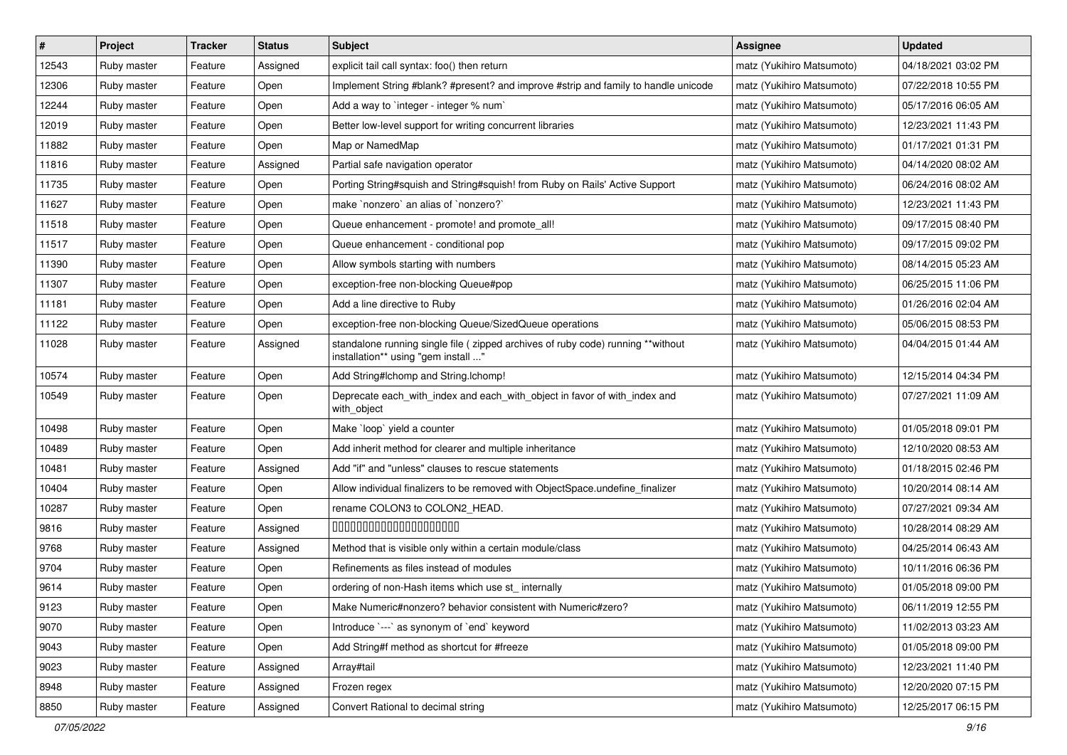| # | Project | Tracker | Status | Subject | Assignee | Updated |
|---|---|---|---|---|---|---|
| 12543 | Ruby master | Feature | Assigned | explicit tail call syntax: foo() then return | matz (Yukihiro Matsumoto) | 04/18/2021 03:02 PM |
| 12306 | Ruby master | Feature | Open | Implement String #blank? #present? and improve #strip and family to handle unicode | matz (Yukihiro Matsumoto) | 07/22/2018 10:55 PM |
| 12244 | Ruby master | Feature | Open | Add a way to `integer - integer % num` | matz (Yukihiro Matsumoto) | 05/17/2016 06:05 AM |
| 12019 | Ruby master | Feature | Open | Better low-level support for writing concurrent libraries | matz (Yukihiro Matsumoto) | 12/23/2021 11:43 PM |
| 11882 | Ruby master | Feature | Open | Map or NamedMap | matz (Yukihiro Matsumoto) | 01/17/2021 01:31 PM |
| 11816 | Ruby master | Feature | Assigned | Partial safe navigation operator | matz (Yukihiro Matsumoto) | 04/14/2020 08:02 AM |
| 11735 | Ruby master | Feature | Open | Porting String#squish and String#squish! from Ruby on Rails' Active Support | matz (Yukihiro Matsumoto) | 06/24/2016 08:02 AM |
| 11627 | Ruby master | Feature | Open | make `nonzero` an alias of `nonzero?` | matz (Yukihiro Matsumoto) | 12/23/2021 11:43 PM |
| 11518 | Ruby master | Feature | Open | Queue enhancement - promote! and promote_all! | matz (Yukihiro Matsumoto) | 09/17/2015 08:40 PM |
| 11517 | Ruby master | Feature | Open | Queue enhancement - conditional pop | matz (Yukihiro Matsumoto) | 09/17/2015 09:02 PM |
| 11390 | Ruby master | Feature | Open | Allow symbols starting with numbers | matz (Yukihiro Matsumoto) | 08/14/2015 05:23 AM |
| 11307 | Ruby master | Feature | Open | exception-free non-blocking Queue#pop | matz (Yukihiro Matsumoto) | 06/25/2015 11:06 PM |
| 11181 | Ruby master | Feature | Open | Add a line directive to Ruby | matz (Yukihiro Matsumoto) | 01/26/2016 02:04 AM |
| 11122 | Ruby master | Feature | Open | exception-free non-blocking Queue/SizedQueue operations | matz (Yukihiro Matsumoto) | 05/06/2015 08:53 PM |
| 11028 | Ruby master | Feature | Assigned | standalone running single file ( zipped archives of ruby code) running **without installation** using "gem install ..." | matz (Yukihiro Matsumoto) | 04/04/2015 01:44 AM |
| 10574 | Ruby master | Feature | Open | Add String#lchomp and String.lchomp! | matz (Yukihiro Matsumoto) | 12/15/2014 04:34 PM |
| 10549 | Ruby master | Feature | Open | Deprecate each_with_index and each_with_object in favor of with_index and with_object | matz (Yukihiro Matsumoto) | 07/27/2021 11:09 AM |
| 10498 | Ruby master | Feature | Open | Make `loop` yield a counter | matz (Yukihiro Matsumoto) | 01/05/2018 09:01 PM |
| 10489 | Ruby master | Feature | Open | Add inherit method for clearer and multiple inheritance | matz (Yukihiro Matsumoto) | 12/10/2020 08:53 AM |
| 10481 | Ruby master | Feature | Assigned | Add "if" and "unless" clauses to rescue statements | matz (Yukihiro Matsumoto) | 01/18/2015 02:46 PM |
| 10404 | Ruby master | Feature | Open | Allow individual finalizers to be removed with ObjectSpace.undefine_finalizer | matz (Yukihiro Matsumoto) | 10/20/2014 08:14 AM |
| 10287 | Ruby master | Feature | Open | rename COLON3 to COLON2_HEAD. | matz (Yukihiro Matsumoto) | 07/27/2021 09:34 AM |
| 9816 | Ruby master | Feature | Assigned | 文字列内の数字を数値として比較するメソッド | matz (Yukihiro Matsumoto) | 10/28/2014 08:29 AM |
| 9768 | Ruby master | Feature | Assigned | Method that is visible only within a certain module/class | matz (Yukihiro Matsumoto) | 04/25/2014 06:43 AM |
| 9704 | Ruby master | Feature | Open | Refinements as files instead of modules | matz (Yukihiro Matsumoto) | 10/11/2016 06:36 PM |
| 9614 | Ruby master | Feature | Open | ordering of non-Hash items which use st_ internally | matz (Yukihiro Matsumoto) | 01/05/2018 09:00 PM |
| 9123 | Ruby master | Feature | Open | Make Numeric#nonzero? behavior consistent with Numeric#zero? | matz (Yukihiro Matsumoto) | 06/11/2019 12:55 PM |
| 9070 | Ruby master | Feature | Open | Introduce `---` as synonym of `end` keyword | matz (Yukihiro Matsumoto) | 11/02/2013 03:23 AM |
| 9043 | Ruby master | Feature | Open | Add String#f method as shortcut for #freeze | matz (Yukihiro Matsumoto) | 01/05/2018 09:00 PM |
| 9023 | Ruby master | Feature | Assigned | Array#tail | matz (Yukihiro Matsumoto) | 12/23/2021 11:40 PM |
| 8948 | Ruby master | Feature | Assigned | Frozen regex | matz (Yukihiro Matsumoto) | 12/20/2020 07:15 PM |
| 8850 | Ruby master | Feature | Assigned | Convert Rational to decimal string | matz (Yukihiro Matsumoto) | 12/25/2017 06:15 PM |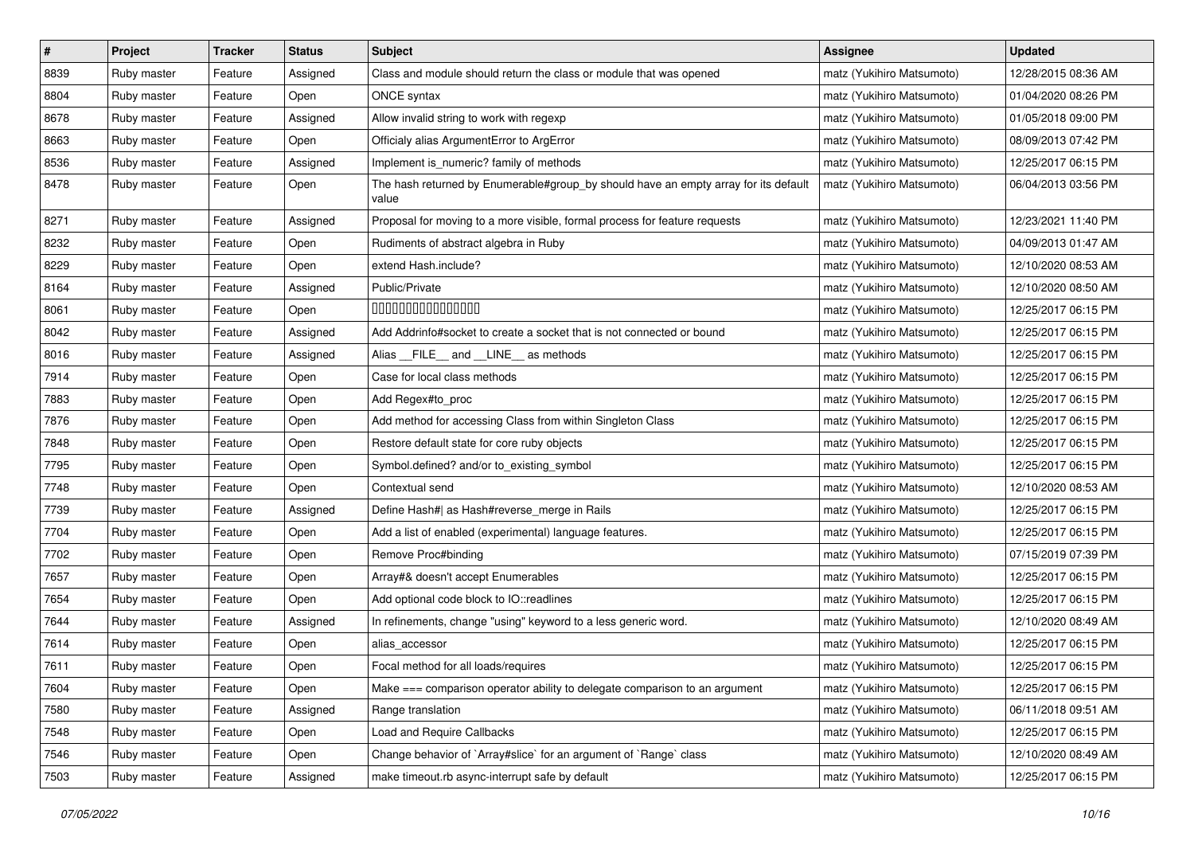| # | Project | Tracker | Status | Subject | Assignee | Updated |
|---|---|---|---|---|---|---|
| 8839 | Ruby master | Feature | Assigned | Class and module should return the class or module that was opened | matz (Yukihiro Matsumoto) | 12/28/2015 08:36 AM |
| 8804 | Ruby master | Feature | Open | ONCE syntax | matz (Yukihiro Matsumoto) | 01/04/2020 08:26 PM |
| 8678 | Ruby master | Feature | Assigned | Allow invalid string to work with regexp | matz (Yukihiro Matsumoto) | 01/05/2018 09:00 PM |
| 8663 | Ruby master | Feature | Open | Officialy alias ArgumentError to ArgError | matz (Yukihiro Matsumoto) | 08/09/2013 07:42 PM |
| 8536 | Ruby master | Feature | Assigned | Implement is_numeric? family of methods | matz (Yukihiro Matsumoto) | 12/25/2017 06:15 PM |
| 8478 | Ruby master | Feature | Open | The hash returned by Enumerable#group_by should have an empty array for its default value | matz (Yukihiro Matsumoto) | 06/04/2013 03:56 PM |
| 8271 | Ruby master | Feature | Assigned | Proposal for moving to a more visible, formal process for feature requests | matz (Yukihiro Matsumoto) | 12/23/2021 11:40 PM |
| 8232 | Ruby master | Feature | Open | Rudiments of abstract algebra in Ruby | matz (Yukihiro Matsumoto) | 04/09/2013 01:47 AM |
| 8229 | Ruby master | Feature | Open | extend Hash.include? | matz (Yukihiro Matsumoto) | 12/10/2020 08:53 AM |
| 8164 | Ruby master | Feature | Assigned | Public/Private | matz (Yukihiro Matsumoto) | 12/10/2020 08:50 AM |
| 8061 | Ruby master | Feature | Open | 0000000000000000 | matz (Yukihiro Matsumoto) | 12/25/2017 06:15 PM |
| 8042 | Ruby master | Feature | Assigned | Add Addrinfo#socket to create a socket that is not connected or bound | matz (Yukihiro Matsumoto) | 12/25/2017 06:15 PM |
| 8016 | Ruby master | Feature | Assigned | Alias __FILE__ and __LINE__ as methods | matz (Yukihiro Matsumoto) | 12/25/2017 06:15 PM |
| 7914 | Ruby master | Feature | Open | Case for local class methods | matz (Yukihiro Matsumoto) | 12/25/2017 06:15 PM |
| 7883 | Ruby master | Feature | Open | Add Regex#to_proc | matz (Yukihiro Matsumoto) | 12/25/2017 06:15 PM |
| 7876 | Ruby master | Feature | Open | Add method for accessing Class from within Singleton Class | matz (Yukihiro Matsumoto) | 12/25/2017 06:15 PM |
| 7848 | Ruby master | Feature | Open | Restore default state for core ruby objects | matz (Yukihiro Matsumoto) | 12/25/2017 06:15 PM |
| 7795 | Ruby master | Feature | Open | Symbol.defined? and/or to_existing_symbol | matz (Yukihiro Matsumoto) | 12/25/2017 06:15 PM |
| 7748 | Ruby master | Feature | Open | Contextual send | matz (Yukihiro Matsumoto) | 12/10/2020 08:53 AM |
| 7739 | Ruby master | Feature | Assigned | Define Hash#\| as Hash#reverse_merge in Rails | matz (Yukihiro Matsumoto) | 12/25/2017 06:15 PM |
| 7704 | Ruby master | Feature | Open | Add a list of enabled (experimental) language features. | matz (Yukihiro Matsumoto) | 12/25/2017 06:15 PM |
| 7702 | Ruby master | Feature | Open | Remove Proc#binding | matz (Yukihiro Matsumoto) | 07/15/2019 07:39 PM |
| 7657 | Ruby master | Feature | Open | Array#& doesn't accept Enumerables | matz (Yukihiro Matsumoto) | 12/25/2017 06:15 PM |
| 7654 | Ruby master | Feature | Open | Add optional code block to IO::readlines | matz (Yukihiro Matsumoto) | 12/25/2017 06:15 PM |
| 7644 | Ruby master | Feature | Assigned | In refinements, change "using" keyword to a less generic word. | matz (Yukihiro Matsumoto) | 12/10/2020 08:49 AM |
| 7614 | Ruby master | Feature | Open | alias_accessor | matz (Yukihiro Matsumoto) | 12/25/2017 06:15 PM |
| 7611 | Ruby master | Feature | Open | Focal method for all loads/requires | matz (Yukihiro Matsumoto) | 12/25/2017 06:15 PM |
| 7604 | Ruby master | Feature | Open | Make === comparison operator ability to delegate comparison to an argument | matz (Yukihiro Matsumoto) | 12/25/2017 06:15 PM |
| 7580 | Ruby master | Feature | Assigned | Range translation | matz (Yukihiro Matsumoto) | 06/11/2018 09:51 AM |
| 7548 | Ruby master | Feature | Open | Load and Require Callbacks | matz (Yukihiro Matsumoto) | 12/25/2017 06:15 PM |
| 7546 | Ruby master | Feature | Open | Change behavior of `Array#slice` for an argument of `Range` class | matz (Yukihiro Matsumoto) | 12/10/2020 08:49 AM |
| 7503 | Ruby master | Feature | Assigned | make timeout.rb async-interrupt safe by default | matz (Yukihiro Matsumoto) | 12/25/2017 06:15 PM |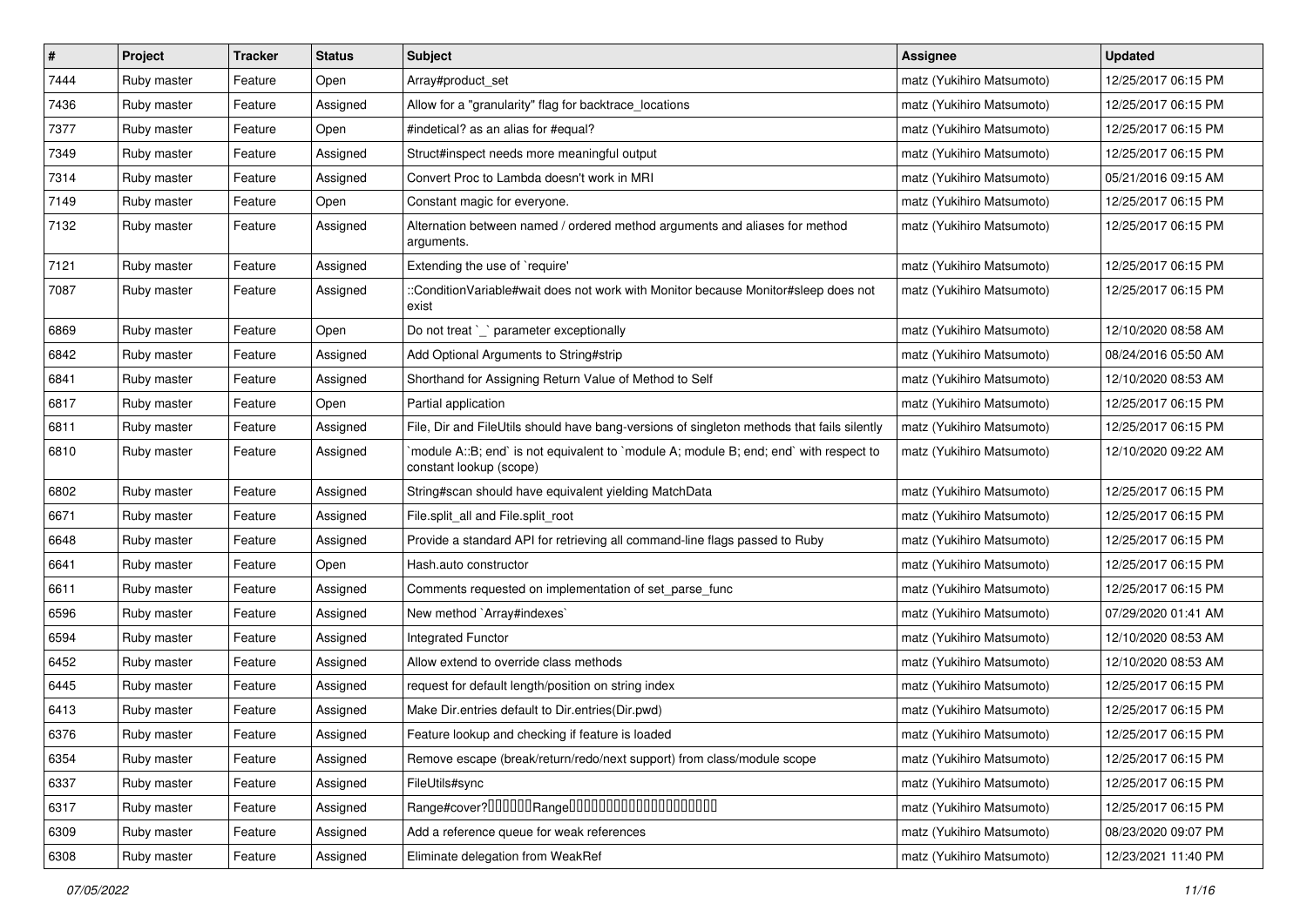| # | Project | Tracker | Status | Subject | Assignee | Updated |
| --- | --- | --- | --- | --- | --- | --- |
| 7444 | Ruby master | Feature | Open | Array#product_set | matz (Yukihiro Matsumoto) | 12/25/2017 06:15 PM |
| 7436 | Ruby master | Feature | Assigned | Allow for a "granularity" flag for backtrace_locations | matz (Yukihiro Matsumoto) | 12/25/2017 06:15 PM |
| 7377 | Ruby master | Feature | Open | #indetical? as an alias for #equal? | matz (Yukihiro Matsumoto) | 12/25/2017 06:15 PM |
| 7349 | Ruby master | Feature | Assigned | Struct#inspect needs more meaningful output | matz (Yukihiro Matsumoto) | 12/25/2017 06:15 PM |
| 7314 | Ruby master | Feature | Assigned | Convert Proc to Lambda doesn't work in MRI | matz (Yukihiro Matsumoto) | 05/21/2016 09:15 AM |
| 7149 | Ruby master | Feature | Open | Constant magic for everyone. | matz (Yukihiro Matsumoto) | 12/25/2017 06:15 PM |
| 7132 | Ruby master | Feature | Assigned | Alternation between named / ordered method arguments and aliases for method arguments. | matz (Yukihiro Matsumoto) | 12/25/2017 06:15 PM |
| 7121 | Ruby master | Feature | Assigned | Extending the use of `require' | matz (Yukihiro Matsumoto) | 12/25/2017 06:15 PM |
| 7087 | Ruby master | Feature | Assigned | ::ConditionVariable#wait does not work with Monitor because Monitor#sleep does not exist | matz (Yukihiro Matsumoto) | 12/25/2017 06:15 PM |
| 6869 | Ruby master | Feature | Open | Do not treat `_` parameter exceptionally | matz (Yukihiro Matsumoto) | 12/10/2020 08:58 AM |
| 6842 | Ruby master | Feature | Assigned | Add Optional Arguments to String#strip | matz (Yukihiro Matsumoto) | 08/24/2016 05:50 AM |
| 6841 | Ruby master | Feature | Assigned | Shorthand for Assigning Return Value of Method to Self | matz (Yukihiro Matsumoto) | 12/10/2020 08:53 AM |
| 6817 | Ruby master | Feature | Open | Partial application | matz (Yukihiro Matsumoto) | 12/25/2017 06:15 PM |
| 6811 | Ruby master | Feature | Assigned | File, Dir and FileUtils should have bang-versions of singleton methods that fails silently | matz (Yukihiro Matsumoto) | 12/25/2017 06:15 PM |
| 6810 | Ruby master | Feature | Assigned | `module A::B; end` is not equivalent to `module A; module B; end; end` with respect to constant lookup (scope) | matz (Yukihiro Matsumoto) | 12/10/2020 09:22 AM |
| 6802 | Ruby master | Feature | Assigned | String#scan should have equivalent yielding MatchData | matz (Yukihiro Matsumoto) | 12/25/2017 06:15 PM |
| 6671 | Ruby master | Feature | Assigned | File.split_all and File.split_root | matz (Yukihiro Matsumoto) | 12/25/2017 06:15 PM |
| 6648 | Ruby master | Feature | Assigned | Provide a standard API for retrieving all command-line flags passed to Ruby | matz (Yukihiro Matsumoto) | 12/25/2017 06:15 PM |
| 6641 | Ruby master | Feature | Open | Hash.auto constructor | matz (Yukihiro Matsumoto) | 12/25/2017 06:15 PM |
| 6611 | Ruby master | Feature | Assigned | Comments requested on implementation of set_parse_func | matz (Yukihiro Matsumoto) | 12/25/2017 06:15 PM |
| 6596 | Ruby master | Feature | Assigned | New method `Array#indexes` | matz (Yukihiro Matsumoto) | 07/29/2020 01:41 AM |
| 6594 | Ruby master | Feature | Assigned | Integrated Functor | matz (Yukihiro Matsumoto) | 12/10/2020 08:53 AM |
| 6452 | Ruby master | Feature | Assigned | Allow extend to override class methods | matz (Yukihiro Matsumoto) | 12/10/2020 08:53 AM |
| 6445 | Ruby master | Feature | Assigned | request for default length/position on string index | matz (Yukihiro Matsumoto) | 12/25/2017 06:15 PM |
| 6413 | Ruby master | Feature | Assigned | Make Dir.entries default to Dir.entries(Dir.pwd) | matz (Yukihiro Matsumoto) | 12/25/2017 06:15 PM |
| 6376 | Ruby master | Feature | Assigned | Feature lookup and checking if feature is loaded | matz (Yukihiro Matsumoto) | 12/25/2017 06:15 PM |
| 6354 | Ruby master | Feature | Assigned | Remove escape (break/return/redo/next support) from class/module scope | matz (Yukihiro Matsumoto) | 12/25/2017 06:15 PM |
| 6337 | Ruby master | Feature | Assigned | FileUtils#sync | matz (Yukihiro Matsumoto) | 12/25/2017 06:15 PM |
| 6317 | Ruby master | Feature | Assigned | Range#cover?□□□□□□Range□□□□□□□□□□□□□□□□□□□□ | matz (Yukihiro Matsumoto) | 12/25/2017 06:15 PM |
| 6309 | Ruby master | Feature | Assigned | Add a reference queue for weak references | matz (Yukihiro Matsumoto) | 08/23/2020 09:07 PM |
| 6308 | Ruby master | Feature | Assigned | Eliminate delegation from WeakRef | matz (Yukihiro Matsumoto) | 12/23/2021 11:40 PM |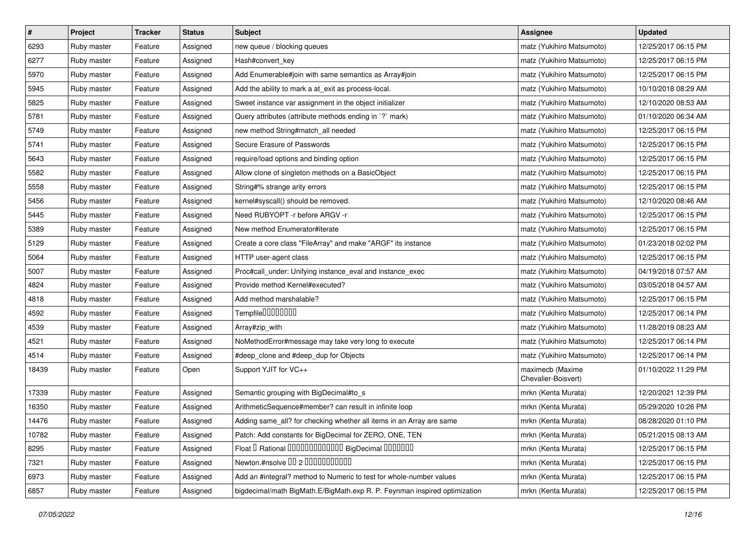| # | Project | Tracker | Status | Subject | Assignee | Updated |
|---|---|---|---|---|---|---|
| 6293 | Ruby master | Feature | Assigned | new queue / blocking queues | matz (Yukihiro Matsumoto) | 12/25/2017 06:15 PM |
| 6277 | Ruby master | Feature | Assigned | Hash#convert_key | matz (Yukihiro Matsumoto) | 12/25/2017 06:15 PM |
| 5970 | Ruby master | Feature | Assigned | Add Enumerable#join with same semantics as Array#join | matz (Yukihiro Matsumoto) | 12/25/2017 06:15 PM |
| 5945 | Ruby master | Feature | Assigned | Add the ability to mark a at_exit as process-local. | matz (Yukihiro Matsumoto) | 10/10/2018 08:29 AM |
| 5825 | Ruby master | Feature | Assigned | Sweet instance var assignment in the object initializer | matz (Yukihiro Matsumoto) | 12/10/2020 08:53 AM |
| 5781 | Ruby master | Feature | Assigned | Query attributes (attribute methods ending in `?` mark) | matz (Yukihiro Matsumoto) | 01/10/2020 06:34 AM |
| 5749 | Ruby master | Feature | Assigned | new method String#match_all needed | matz (Yukihiro Matsumoto) | 12/25/2017 06:15 PM |
| 5741 | Ruby master | Feature | Assigned | Secure Erasure of Passwords | matz (Yukihiro Matsumoto) | 12/25/2017 06:15 PM |
| 5643 | Ruby master | Feature | Assigned | require/load options and binding option | matz (Yukihiro Matsumoto) | 12/25/2017 06:15 PM |
| 5582 | Ruby master | Feature | Assigned | Allow clone of singleton methods on a BasicObject | matz (Yukihiro Matsumoto) | 12/25/2017 06:15 PM |
| 5558 | Ruby master | Feature | Assigned | String#% strange arity errors | matz (Yukihiro Matsumoto) | 12/25/2017 06:15 PM |
| 5456 | Ruby master | Feature | Assigned | kernel#syscall() should be removed. | matz (Yukihiro Matsumoto) | 12/10/2020 08:46 AM |
| 5445 | Ruby master | Feature | Assigned | Need RUBYOPT -r before ARGV -r | matz (Yukihiro Matsumoto) | 12/25/2017 06:15 PM |
| 5389 | Ruby master | Feature | Assigned | New method Enumerator#iterate | matz (Yukihiro Matsumoto) | 12/25/2017 06:15 PM |
| 5129 | Ruby master | Feature | Assigned | Create a core class "FileArray" and make "ARGF" its instance | matz (Yukihiro Matsumoto) | 01/23/2018 02:02 PM |
| 5064 | Ruby master | Feature | Assigned | HTTP user-agent class | matz (Yukihiro Matsumoto) | 12/25/2017 06:15 PM |
| 5007 | Ruby master | Feature | Assigned | Proc#call_under: Unifying instance_eval and instance_exec | matz (Yukihiro Matsumoto) | 04/19/2018 07:57 AM |
| 4824 | Ruby master | Feature | Assigned | Provide method Kernel#executed? | matz (Yukihiro Matsumoto) | 03/05/2018 04:57 AM |
| 4818 | Ruby master | Feature | Assigned | Add method marshalable? | matz (Yukihiro Matsumoto) | 12/25/2017 06:15 PM |
| 4592 | Ruby master | Feature | Assigned | Tempfile�������� | matz (Yukihiro Matsumoto) | 12/25/2017 06:14 PM |
| 4539 | Ruby master | Feature | Assigned | Array#zip_with | matz (Yukihiro Matsumoto) | 11/28/2019 08:23 AM |
| 4521 | Ruby master | Feature | Assigned | NoMethodError#message may take very long to execute | matz (Yukihiro Matsumoto) | 12/25/2017 06:14 PM |
| 4514 | Ruby master | Feature | Assigned | #deep_clone and #deep_dup for Objects | matz (Yukihiro Matsumoto) | 12/25/2017 06:14 PM |
| 18439 | Ruby master | Feature | Open | Support YJIT for VC++ | maximecb (Maxime Chevalier-Boisvert) | 01/10/2022 11:29 PM |
| 17339 | Ruby master | Feature | Assigned | Semantic grouping with BigDecimal#to_s | mrkn (Kenta Murata) | 12/20/2021 12:39 PM |
| 16350 | Ruby master | Feature | Assigned | ArithmeticSequence#member? can result in infinite loop | mrkn (Kenta Murata) | 05/29/2020 10:26 PM |
| 14476 | Ruby master | Feature | Assigned | Adding same_all? for checking whether all items in an Array are same | mrkn (Kenta Murata) | 08/28/2020 01:10 PM |
| 10782 | Ruby master | Feature | Assigned | Patch: Add constants for BigDecimal for ZERO, ONE, TEN | mrkn (Kenta Murata) | 05/21/2015 08:13 AM |
| 8295 | Ruby master | Feature | Assigned | Float � Rational ������������� BigDecimal ������� | mrkn (Kenta Murata) | 12/25/2017 06:15 PM |
| 7321 | Ruby master | Feature | Assigned | Newton.#nsolve �� 2 ���������� | mrkn (Kenta Murata) | 12/25/2017 06:15 PM |
| 6973 | Ruby master | Feature | Assigned | Add an #integral? method to Numeric to test for whole-number values | mrkn (Kenta Murata) | 12/25/2017 06:15 PM |
| 6857 | Ruby master | Feature | Assigned | bigdecimal/math BigMath.E/BigMath.exp R. P. Feynman inspired optimization | mrkn (Kenta Murata) | 12/25/2017 06:15 PM |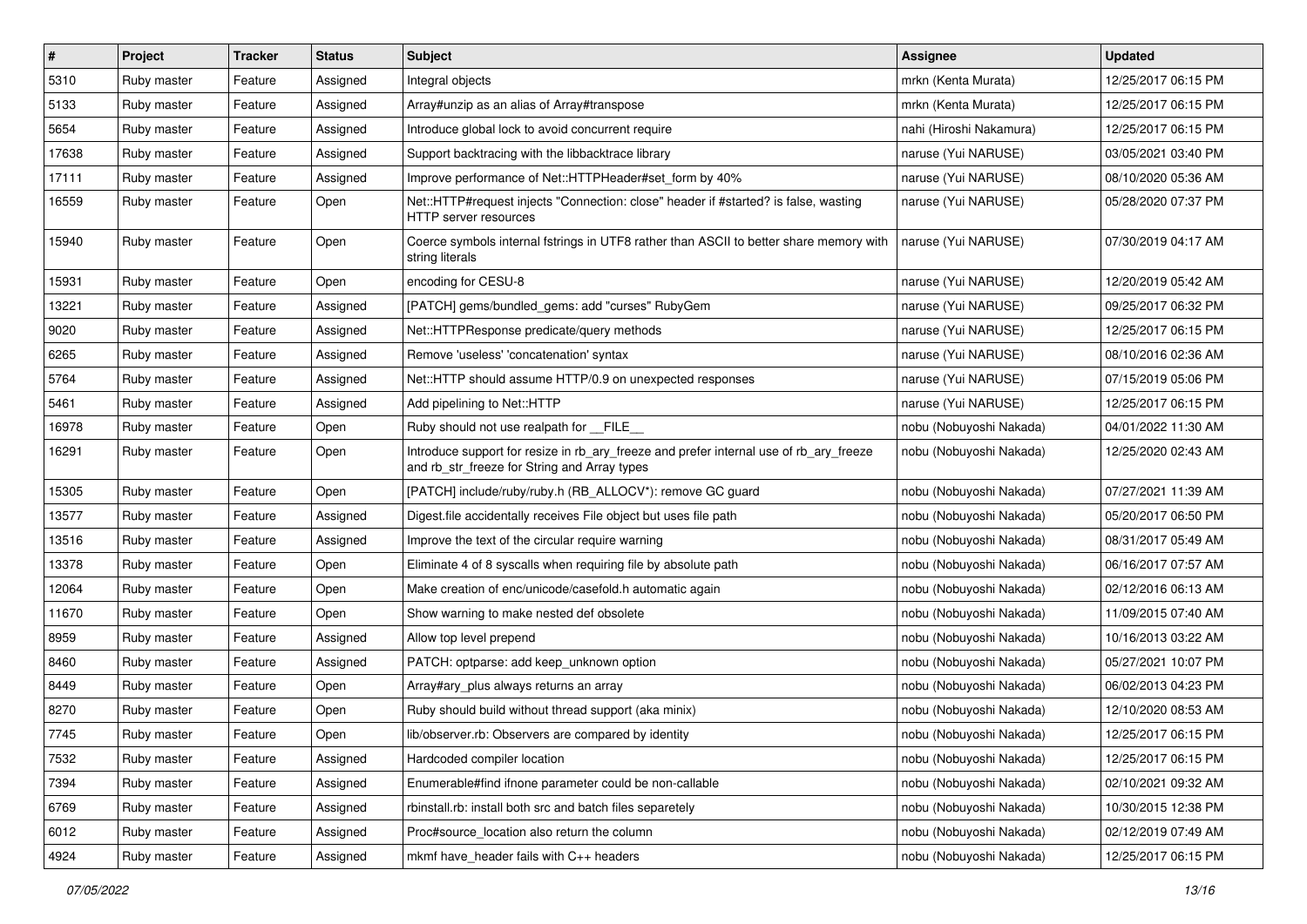| # | Project | Tracker | Status | Subject | Assignee | Updated |
| --- | --- | --- | --- | --- | --- | --- |
| 5310 | Ruby master | Feature | Assigned | Integral objects | mrkn (Kenta Murata) | 12/25/2017 06:15 PM |
| 5133 | Ruby master | Feature | Assigned | Array#unzip as an alias of Array#transpose | mrkn (Kenta Murata) | 12/25/2017 06:15 PM |
| 5654 | Ruby master | Feature | Assigned | Introduce global lock to avoid concurrent require | nahi (Hiroshi Nakamura) | 12/25/2017 06:15 PM |
| 17638 | Ruby master | Feature | Assigned | Support backtracing with the libbacktrace library | naruse (Yui NARUSE) | 03/05/2021 03:40 PM |
| 17111 | Ruby master | Feature | Assigned | Improve performance of Net::HTTPHeader#set_form by 40% | naruse (Yui NARUSE) | 08/10/2020 05:36 AM |
| 16559 | Ruby master | Feature | Open | Net::HTTP#request injects "Connection: close" header if #started? is false, wasting HTTP server resources | naruse (Yui NARUSE) | 05/28/2020 07:37 PM |
| 15940 | Ruby master | Feature | Open | Coerce symbols internal fstrings in UTF8 rather than ASCII to better share memory with string literals | naruse (Yui NARUSE) | 07/30/2019 04:17 AM |
| 15931 | Ruby master | Feature | Open | encoding for CESU-8 | naruse (Yui NARUSE) | 12/20/2019 05:42 AM |
| 13221 | Ruby master | Feature | Assigned | [PATCH] gems/bundled_gems: add "curses" RubyGem | naruse (Yui NARUSE) | 09/25/2017 06:32 PM |
| 9020 | Ruby master | Feature | Assigned | Net::HTTPResponse predicate/query methods | naruse (Yui NARUSE) | 12/25/2017 06:15 PM |
| 6265 | Ruby master | Feature | Assigned | Remove 'useless' 'concatenation' syntax | naruse (Yui NARUSE) | 08/10/2016 02:36 AM |
| 5764 | Ruby master | Feature | Assigned | Net::HTTP should assume HTTP/0.9 on unexpected responses | naruse (Yui NARUSE) | 07/15/2019 05:06 PM |
| 5461 | Ruby master | Feature | Assigned | Add pipelining to Net::HTTP | naruse (Yui NARUSE) | 12/25/2017 06:15 PM |
| 16978 | Ruby master | Feature | Open | Ruby should not use realpath for __FILE__ | nobu (Nobuyoshi Nakada) | 04/01/2022 11:30 AM |
| 16291 | Ruby master | Feature | Open | Introduce support for resize in rb_ary_freeze and prefer internal use of rb_ary_freeze and rb_str_freeze for String and Array types | nobu (Nobuyoshi Nakada) | 12/25/2020 02:43 AM |
| 15305 | Ruby master | Feature | Open | [PATCH] include/ruby/ruby.h (RB_ALLOCV*): remove GC guard | nobu (Nobuyoshi Nakada) | 07/27/2021 11:39 AM |
| 13577 | Ruby master | Feature | Assigned | Digest.file accidentally receives File object but uses file path | nobu (Nobuyoshi Nakada) | 05/20/2017 06:50 PM |
| 13516 | Ruby master | Feature | Assigned | Improve the text of the circular require warning | nobu (Nobuyoshi Nakada) | 08/31/2017 05:49 AM |
| 13378 | Ruby master | Feature | Open | Eliminate 4 of 8 syscalls when requiring file by absolute path | nobu (Nobuyoshi Nakada) | 06/16/2017 07:57 AM |
| 12064 | Ruby master | Feature | Open | Make creation of enc/unicode/casefold.h automatic again | nobu (Nobuyoshi Nakada) | 02/12/2016 06:13 AM |
| 11670 | Ruby master | Feature | Open | Show warning to make nested def obsolete | nobu (Nobuyoshi Nakada) | 11/09/2015 07:40 AM |
| 8959 | Ruby master | Feature | Assigned | Allow top level prepend | nobu (Nobuyoshi Nakada) | 10/16/2013 03:22 AM |
| 8460 | Ruby master | Feature | Assigned | PATCH: optparse: add keep_unknown option | nobu (Nobuyoshi Nakada) | 05/27/2021 10:07 PM |
| 8449 | Ruby master | Feature | Open | Array#ary_plus always returns an array | nobu (Nobuyoshi Nakada) | 06/02/2013 04:23 PM |
| 8270 | Ruby master | Feature | Open | Ruby should build without thread support (aka minix) | nobu (Nobuyoshi Nakada) | 12/10/2020 08:53 AM |
| 7745 | Ruby master | Feature | Open | lib/observer.rb: Observers are compared by identity | nobu (Nobuyoshi Nakada) | 12/25/2017 06:15 PM |
| 7532 | Ruby master | Feature | Assigned | Hardcoded compiler location | nobu (Nobuyoshi Nakada) | 12/25/2017 06:15 PM |
| 7394 | Ruby master | Feature | Assigned | Enumerable#find ifnone parameter could be non-callable | nobu (Nobuyoshi Nakada) | 02/10/2021 09:32 AM |
| 6769 | Ruby master | Feature | Assigned | rbinstall.rb: install both src and batch files separetely | nobu (Nobuyoshi Nakada) | 10/30/2015 12:38 PM |
| 6012 | Ruby master | Feature | Assigned | Proc#source_location also return the column | nobu (Nobuyoshi Nakada) | 02/12/2019 07:49 AM |
| 4924 | Ruby master | Feature | Assigned | mkmf have_header fails with C++ headers | nobu (Nobuyoshi Nakada) | 12/25/2017 06:15 PM |

*07/05/2022*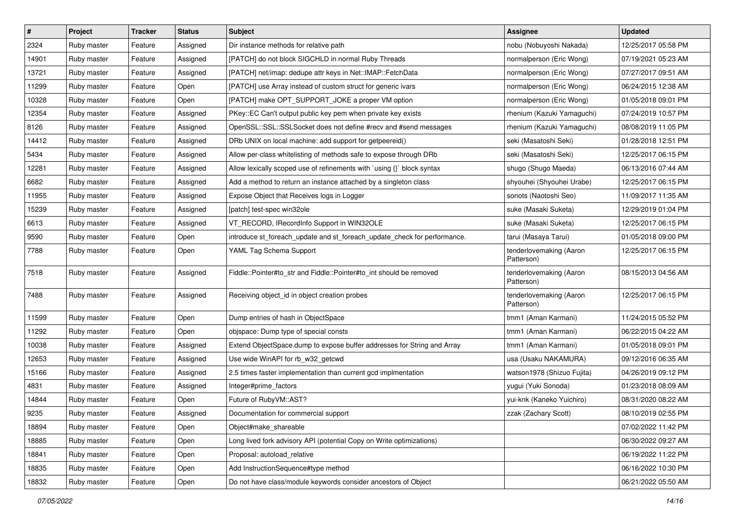| # | Project | Tracker | Status | Subject | Assignee | Updated |
| --- | --- | --- | --- | --- | --- | --- |
| 2324 | Ruby master | Feature | Assigned | Dir instance methods for relative path | nobu (Nobuyoshi Nakada) | 12/25/2017 05:58 PM |
| 14901 | Ruby master | Feature | Assigned | [PATCH] do not block SIGCHLD in normal Ruby Threads | normalperson (Eric Wong) | 07/19/2021 05:23 AM |
| 13721 | Ruby master | Feature | Assigned | [PATCH] net/imap: dedupe attr keys in Net::IMAP::FetchData | normalperson (Eric Wong) | 07/27/2017 09:51 AM |
| 11299 | Ruby master | Feature | Open | [PATCH] use Array instead of custom struct for generic ivars | normalperson (Eric Wong) | 06/24/2015 12:38 AM |
| 10328 | Ruby master | Feature | Open | [PATCH] make OPT_SUPPORT_JOKE a proper VM option | normalperson (Eric Wong) | 01/05/2018 09:01 PM |
| 12354 | Ruby master | Feature | Assigned | PKey::EC Can't output public key pem when private key exists | rhenium (Kazuki Yamaguchi) | 07/24/2019 10:57 PM |
| 8126 | Ruby master | Feature | Assigned | OpenSSL::SSL::SSLSocket does not define #recv and #send messages | rhenium (Kazuki Yamaguchi) | 08/08/2019 11:05 PM |
| 14412 | Ruby master | Feature | Assigned | DRb UNIX on local machine: add support for getpeereid() | seki (Masatoshi Seki) | 01/28/2018 12:51 PM |
| 5434 | Ruby master | Feature | Assigned | Allow per-class whitelisting of methods safe to expose through DRb | seki (Masatoshi Seki) | 12/25/2017 06:15 PM |
| 12281 | Ruby master | Feature | Assigned | Allow lexically scoped use of refinements with `using {}` block syntax | shugo (Shugo Maeda) | 06/13/2016 07:44 AM |
| 6682 | Ruby master | Feature | Assigned | Add a method to return an instance attached by a singleton class | shyouhei (Shyouhei Urabe) | 12/25/2017 06:15 PM |
| 11955 | Ruby master | Feature | Assigned | Expose Object that Receives logs in Logger | sonots (Naotoshi Seo) | 11/09/2017 11:35 AM |
| 15239 | Ruby master | Feature | Assigned | [patch] test-spec win32ole | suke (Masaki Suketa) | 12/29/2019 01:04 PM |
| 6613 | Ruby master | Feature | Assigned | VT_RECORD, IRecordInfo Support in WIN32OLE | suke (Masaki Suketa) | 12/25/2017 06:15 PM |
| 9590 | Ruby master | Feature | Open | introduce st_foreach_update and st_foreach_update_check for performance. | tarui (Masaya Tarui) | 01/05/2018 09:00 PM |
| 7788 | Ruby master | Feature | Open | YAML Tag Schema Support | tenderlovemaking (Aaron Patterson) | 12/25/2017 06:15 PM |
| 7518 | Ruby master | Feature | Assigned | Fiddle::Pointer#to_str and Fiddle::Pointer#to_int should be removed | tenderlovemaking (Aaron Patterson) | 08/15/2013 04:56 AM |
| 7488 | Ruby master | Feature | Assigned | Receiving object_id in object creation probes | tenderlovemaking (Aaron Patterson) | 12/25/2017 06:15 PM |
| 11599 | Ruby master | Feature | Open | Dump entries of hash in ObjectSpace | tmm1 (Aman Karmani) | 11/24/2015 05:52 PM |
| 11292 | Ruby master | Feature | Open | objspace: Dump type of special consts | tmm1 (Aman Karmani) | 06/22/2015 04:22 AM |
| 10038 | Ruby master | Feature | Assigned | Extend ObjectSpace.dump to expose buffer addresses for String and Array | tmm1 (Aman Karmani) | 01/05/2018 09:01 PM |
| 12653 | Ruby master | Feature | Assigned | Use wide WinAPI for rb_w32_getcwd | usa (Usaku NAKAMURA) | 09/12/2016 06:35 AM |
| 15166 | Ruby master | Feature | Assigned | 2.5 times faster implementation than current gcd implmentation | watson1978 (Shizuo Fujita) | 04/26/2019 09:12 PM |
| 4831 | Ruby master | Feature | Assigned | Integer#prime_factors | yugui (Yuki Sonoda) | 01/23/2018 08:09 AM |
| 14844 | Ruby master | Feature | Open | Future of RubyVM::AST? | yui-knk (Kaneko Yuichiro) | 08/31/2020 08:22 AM |
| 9235 | Ruby master | Feature | Assigned | Documentation for commercial support | zzak (Zachary Scott) | 08/10/2019 02:55 PM |
| 18894 | Ruby master | Feature | Open | Object#make_shareable | | 07/02/2022 11:42 PM |
| 18885 | Ruby master | Feature | Open | Long lived fork advisory API (potential Copy on Write optimizations) | | 06/30/2022 09:27 AM |
| 18841 | Ruby master | Feature | Open | Proposal: autoload_relative | | 06/19/2022 11:22 PM |
| 18835 | Ruby master | Feature | Open | Add InstructionSequence#type method | | 06/16/2022 10:30 PM |
| 18832 | Ruby master | Feature | Open | Do not have class/module keywords consider ancestors of Object | | 06/21/2022 05:50 AM |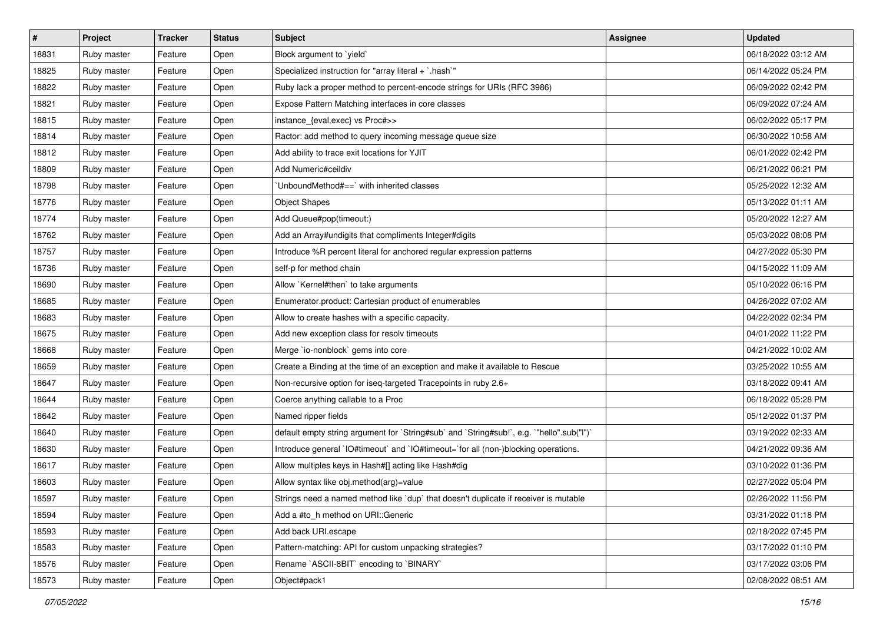| # | Project | Tracker | Status | Subject | Assignee | Updated |
|---|---|---|---|---|---|---|
| 18831 | Ruby master | Feature | Open | Block argument to `yield` | | 06/18/2022 03:12 AM |
| 18825 | Ruby master | Feature | Open | Specialized instruction for "array literal + `.hash`" | | 06/14/2022 05:24 PM |
| 18822 | Ruby master | Feature | Open | Ruby lack a proper method to percent-encode strings for URIs (RFC 3986) | | 06/09/2022 02:42 PM |
| 18821 | Ruby master | Feature | Open | Expose Pattern Matching interfaces in core classes | | 06/09/2022 07:24 AM |
| 18815 | Ruby master | Feature | Open | instance_{eval,exec} vs Proc#>> | | 06/02/2022 05:17 PM |
| 18814 | Ruby master | Feature | Open | Ractor: add method to query incoming message queue size | | 06/30/2022 10:58 AM |
| 18812 | Ruby master | Feature | Open | Add ability to trace exit locations for YJIT | | 06/01/2022 02:42 PM |
| 18809 | Ruby master | Feature | Open | Add Numeric#ceildiv | | 06/21/2022 06:21 PM |
| 18798 | Ruby master | Feature | Open | `UnboundMethod#==` with inherited classes | | 05/25/2022 12:32 AM |
| 18776 | Ruby master | Feature | Open | Object Shapes | | 05/13/2022 01:11 AM |
| 18774 | Ruby master | Feature | Open | Add Queue#pop(timeout:) | | 05/20/2022 12:27 AM |
| 18762 | Ruby master | Feature | Open | Add an Array#undigits that compliments Integer#digits | | 05/03/2022 08:08 PM |
| 18757 | Ruby master | Feature | Open | Introduce %R percent literal for anchored regular expression patterns | | 04/27/2022 05:30 PM |
| 18736 | Ruby master | Feature | Open | self-p for method chain | | 04/15/2022 11:09 AM |
| 18690 | Ruby master | Feature | Open | Allow `Kernel#then` to take arguments | | 05/10/2022 06:16 PM |
| 18685 | Ruby master | Feature | Open | Enumerator.product: Cartesian product of enumerables | | 04/26/2022 07:02 AM |
| 18683 | Ruby master | Feature | Open | Allow to create hashes with a specific capacity. | | 04/22/2022 02:34 PM |
| 18675 | Ruby master | Feature | Open | Add new exception class for resolv timeouts | | 04/01/2022 11:22 PM |
| 18668 | Ruby master | Feature | Open | Merge `io-nonblock` gems into core | | 04/21/2022 10:02 AM |
| 18659 | Ruby master | Feature | Open | Create a Binding at the time of an exception and make it available to Rescue | | 03/25/2022 10:55 AM |
| 18647 | Ruby master | Feature | Open | Non-recursive option for iseq-targeted Tracepoints in ruby 2.6+ | | 03/18/2022 09:41 AM |
| 18644 | Ruby master | Feature | Open | Coerce anything callable to a Proc | | 06/18/2022 05:28 PM |
| 18642 | Ruby master | Feature | Open | Named ripper fields | | 05/12/2022 01:37 PM |
| 18640 | Ruby master | Feature | Open | default empty string argument for `String#sub` and `String#sub!`, e.g. `"hello".sub("l")` | | 03/19/2022 02:33 AM |
| 18630 | Ruby master | Feature | Open | Introduce general `IO#timeout` and `IO#timeout=`for all (non-)blocking operations. | | 04/21/2022 09:36 AM |
| 18617 | Ruby master | Feature | Open | Allow multiples keys in Hash#[] acting like Hash#dig | | 03/10/2022 01:36 PM |
| 18603 | Ruby master | Feature | Open | Allow syntax like obj.method(arg)=value | | 02/27/2022 05:04 PM |
| 18597 | Ruby master | Feature | Open | Strings need a named method like `dup` that doesn't duplicate if receiver is mutable | | 02/26/2022 11:56 PM |
| 18594 | Ruby master | Feature | Open | Add a #to_h method on URI::Generic | | 03/31/2022 01:18 PM |
| 18593 | Ruby master | Feature | Open | Add back URI.escape | | 02/18/2022 07:45 PM |
| 18583 | Ruby master | Feature | Open | Pattern-matching: API for custom unpacking strategies? | | 03/17/2022 01:10 PM |
| 18576 | Ruby master | Feature | Open | Rename `ASCII-8BIT` encoding to `BINARY` | | 03/17/2022 03:06 PM |
| 18573 | Ruby master | Feature | Open | Object#pack1 | | 02/08/2022 08:51 AM |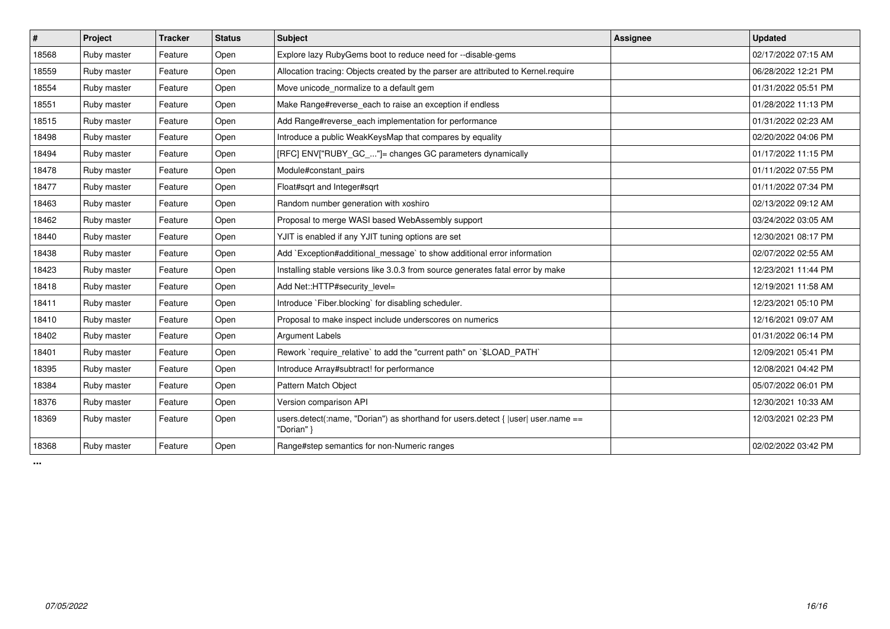| # | Project | Tracker | Status | Subject | Assignee | Updated |
|---|---|---|---|---|---|---|
| 18568 | Ruby master | Feature | Open | Explore lazy RubyGems boot to reduce need for --disable-gems | | 02/17/2022 07:15 AM |
| 18559 | Ruby master | Feature | Open | Allocation tracing: Objects created by the parser are attributed to Kernel.require | | 06/28/2022 12:21 PM |
| 18554 | Ruby master | Feature | Open | Move unicode_normalize to a default gem | | 01/31/2022 05:51 PM |
| 18551 | Ruby master | Feature | Open | Make Range#reverse_each to raise an exception if endless | | 01/28/2022 11:13 PM |
| 18515 | Ruby master | Feature | Open | Add Range#reverse_each implementation for performance | | 01/31/2022 02:23 AM |
| 18498 | Ruby master | Feature | Open | Introduce a public WeakKeysMap that compares by equality | | 02/20/2022 04:06 PM |
| 18494 | Ruby master | Feature | Open | [RFC] ENV["RUBY_GC_..."]= changes GC parameters dynamically | | 01/17/2022 11:15 PM |
| 18478 | Ruby master | Feature | Open | Module#constant_pairs | | 01/11/2022 07:55 PM |
| 18477 | Ruby master | Feature | Open | Float#sqrt and Integer#sqrt | | 01/11/2022 07:34 PM |
| 18463 | Ruby master | Feature | Open | Random number generation with xoshiro | | 02/13/2022 09:12 AM |
| 18462 | Ruby master | Feature | Open | Proposal to merge WASI based WebAssembly support | | 03/24/2022 03:05 AM |
| 18440 | Ruby master | Feature | Open | YJIT is enabled if any YJIT tuning options are set | | 12/30/2021 08:17 PM |
| 18438 | Ruby master | Feature | Open | Add `Exception#additional_message` to show additional error information | | 02/07/2022 02:55 AM |
| 18423 | Ruby master | Feature | Open | Installing stable versions like 3.0.3 from source generates fatal error by make | | 12/23/2021 11:44 PM |
| 18418 | Ruby master | Feature | Open | Add Net::HTTP#security_level= | | 12/19/2021 11:58 AM |
| 18411 | Ruby master | Feature | Open | Introduce `Fiber.blocking` for disabling scheduler. | | 12/23/2021 05:10 PM |
| 18410 | Ruby master | Feature | Open | Proposal to make inspect include underscores on numerics | | 12/16/2021 09:07 AM |
| 18402 | Ruby master | Feature | Open | Argument Labels | | 01/31/2022 06:14 PM |
| 18401 | Ruby master | Feature | Open | Rework `require_relative` to add the "current path" on `$LOAD_PATH` | | 12/09/2021 05:41 PM |
| 18395 | Ruby master | Feature | Open | Introduce Array#subtract! for performance | | 12/08/2021 04:42 PM |
| 18384 | Ruby master | Feature | Open | Pattern Match Object | | 05/07/2022 06:01 PM |
| 18376 | Ruby master | Feature | Open | Version comparison API | | 12/30/2021 10:33 AM |
| 18369 | Ruby master | Feature | Open | users.detect(:name, "Dorian") as shorthand for users.detect { \|user\| user.name == "Dorian" } | | 12/03/2021 02:23 PM |
| 18368 | Ruby master | Feature | Open | Range#step semantics for non-Numeric ranges | | 02/02/2022 03:42 PM |

...